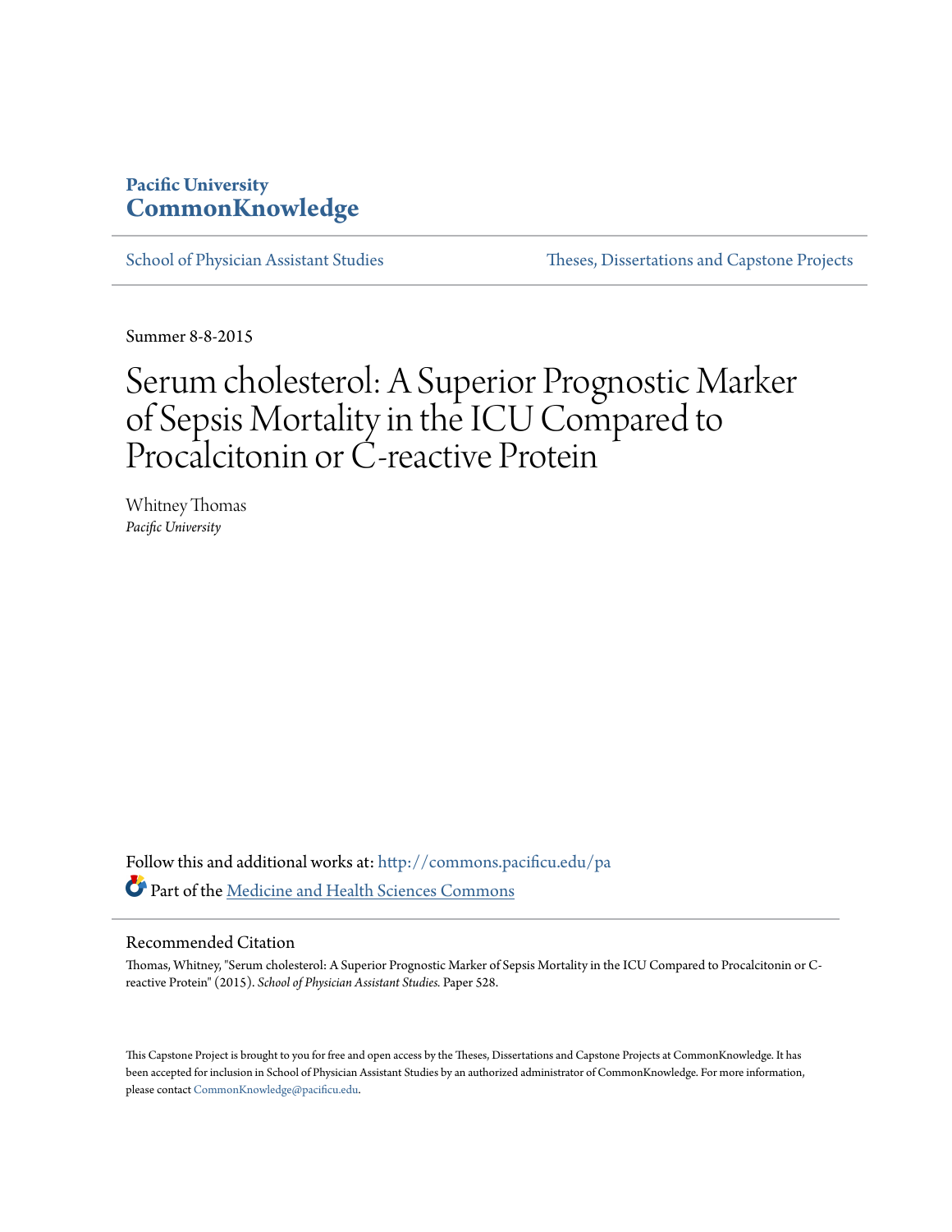Pacific University
**CommonKnowledge**

School of Physician Assistant Studies | Theses, Dissertations and Capstone Projects

Summer 8-8-2015

# Serum cholesterol: A Superior Prognostic Marker of Sepsis Mortality in the ICU Compared to Procalcitonin or C-reactive Protein

Whitney Thomas
*Pacific University*

Follow this and additional works at: http://commons.pacificu.edu/pa

Part of the Medicine and Health Sciences Commons

## Recommended Citation

Thomas, Whitney, "Serum cholesterol: A Superior Prognostic Marker of Sepsis Mortality in the ICU Compared to Procalcitonin or C-reactive Protein" (2015). *School of Physician Assistant Studies.* Paper 528.

This Capstone Project is brought to you for free and open access by the Theses, Dissertations and Capstone Projects at CommonKnowledge. It has been accepted for inclusion in School of Physician Assistant Studies by an authorized administrator of CommonKnowledge. For more information, please contact CommonKnowledge@pacificu.edu.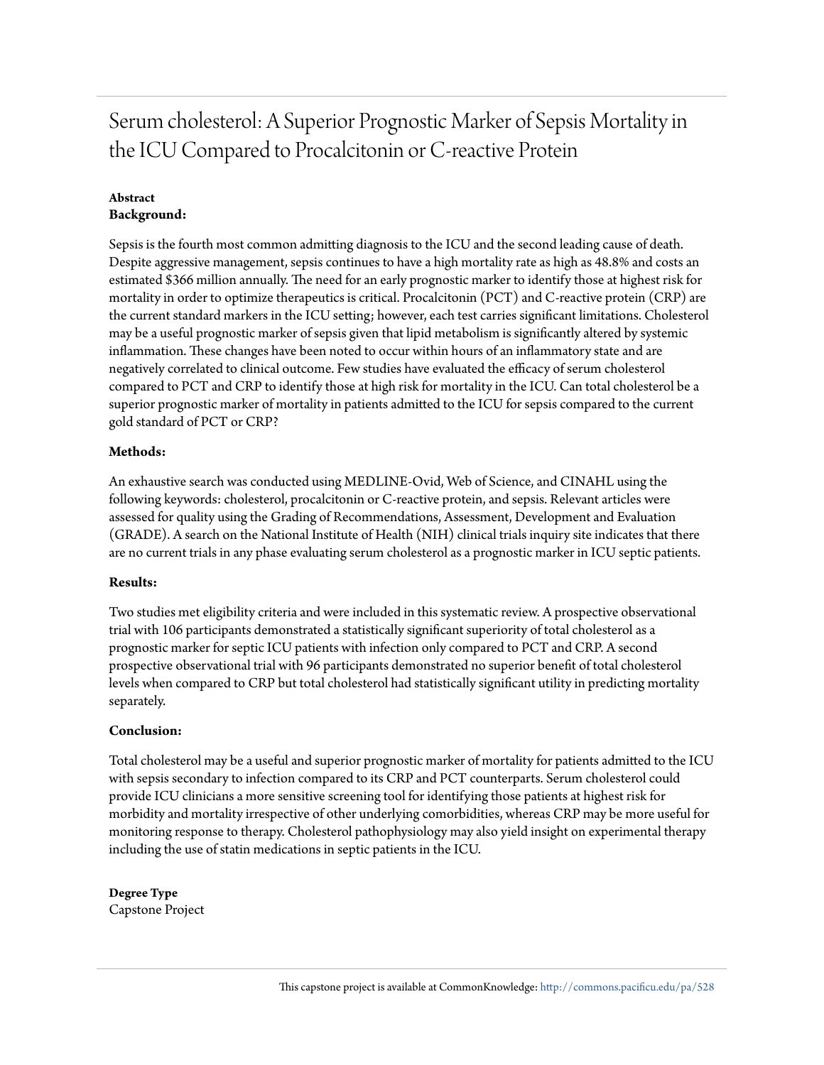# Serum cholesterol: A Superior Prognostic Marker of Sepsis Mortality in the ICU Compared to Procalcitonin or C-reactive Protein

**Abstract**

**Background:**

Sepsis is the fourth most common admitting diagnosis to the ICU and the second leading cause of death. Despite aggressive management, sepsis continues to have a high mortality rate as high as 48.8% and costs an estimated $366 million annually. The need for an early prognostic marker to identify those at highest risk for mortality in order to optimize therapeutics is critical. Procalcitonin (PCT) and C-reactive protein (CRP) are the current standard markers in the ICU setting; however, each test carries significant limitations. Cholesterol may be a useful prognostic marker of sepsis given that lipid metabolism is significantly altered by systemic inflammation. These changes have been noted to occur within hours of an inflammatory state and are negatively correlated to clinical outcome. Few studies have evaluated the efficacy of serum cholesterol compared to PCT and CRP to identify those at high risk for mortality in the ICU. Can total cholesterol be a superior prognostic marker of mortality in patients admitted to the ICU for sepsis compared to the current gold standard of PCT or CRP?

**Methods:**

An exhaustive search was conducted using MEDLINE-Ovid, Web of Science, and CINAHL using the following keywords: cholesterol, procalcitonin or C-reactive protein, and sepsis. Relevant articles were assessed for quality using the Grading of Recommendations, Assessment, Development and Evaluation (GRADE). A search on the National Institute of Health (NIH) clinical trials inquiry site indicates that there are no current trials in any phase evaluating serum cholesterol as a prognostic marker in ICU septic patients.

**Results:**

Two studies met eligibility criteria and were included in this systematic review. A prospective observational trial with 106 participants demonstrated a statistically significant superiority of total cholesterol as a prognostic marker for septic ICU patients with infection only compared to PCT and CRP. A second prospective observational trial with 96 participants demonstrated no superior benefit of total cholesterol levels when compared to CRP but total cholesterol had statistically significant utility in predicting mortality separately.

**Conclusion:**

Total cholesterol may be a useful and superior prognostic marker of mortality for patients admitted to the ICU with sepsis secondary to infection compared to its CRP and PCT counterparts. Serum cholesterol could provide ICU clinicians a more sensitive screening tool for identifying those patients at highest risk for morbidity and mortality irrespective of other underlying comorbidities, whereas CRP may be more useful for monitoring response to therapy. Cholesterol pathophysiology may also yield insight on experimental therapy including the use of statin medications in septic patients in the ICU.

**Degree Type**

Capstone Project

This capstone project is available at CommonKnowledge: http://commons.pacificu.edu/pa/528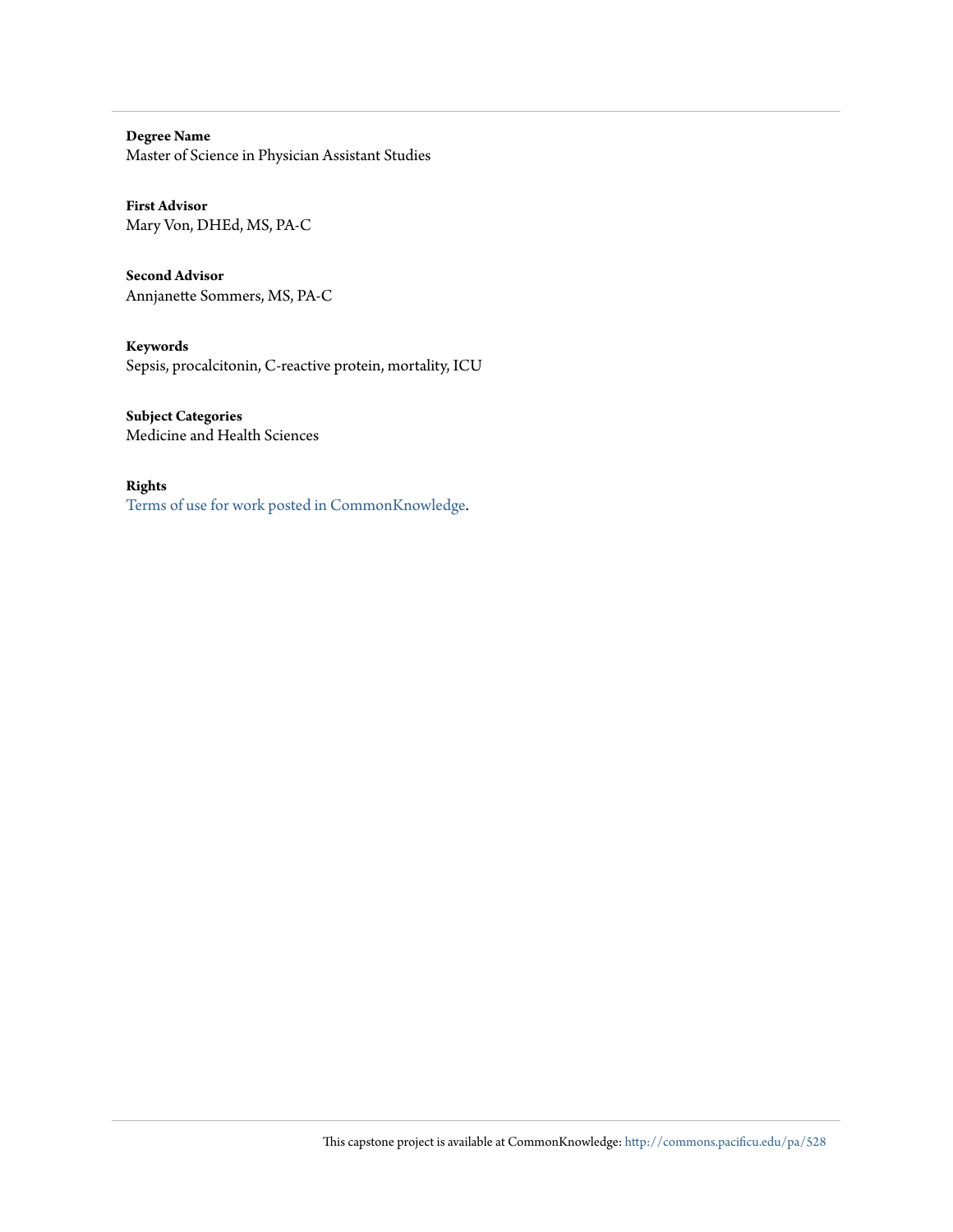**Degree Name**
Master of Science in Physician Assistant Studies

**First Advisor**
Mary Von, DHEd, MS, PA-C

**Second Advisor**
Annjanette Sommers, MS, PA-C

**Keywords**
Sepsis, procalcitonin, C-reactive protein, mortality, ICU

**Subject Categories**
Medicine and Health Sciences

**Rights**
Terms of use for work posted in CommonKnowledge.

This capstone project is available at CommonKnowledge: http://commons.pacificu.edu/pa/528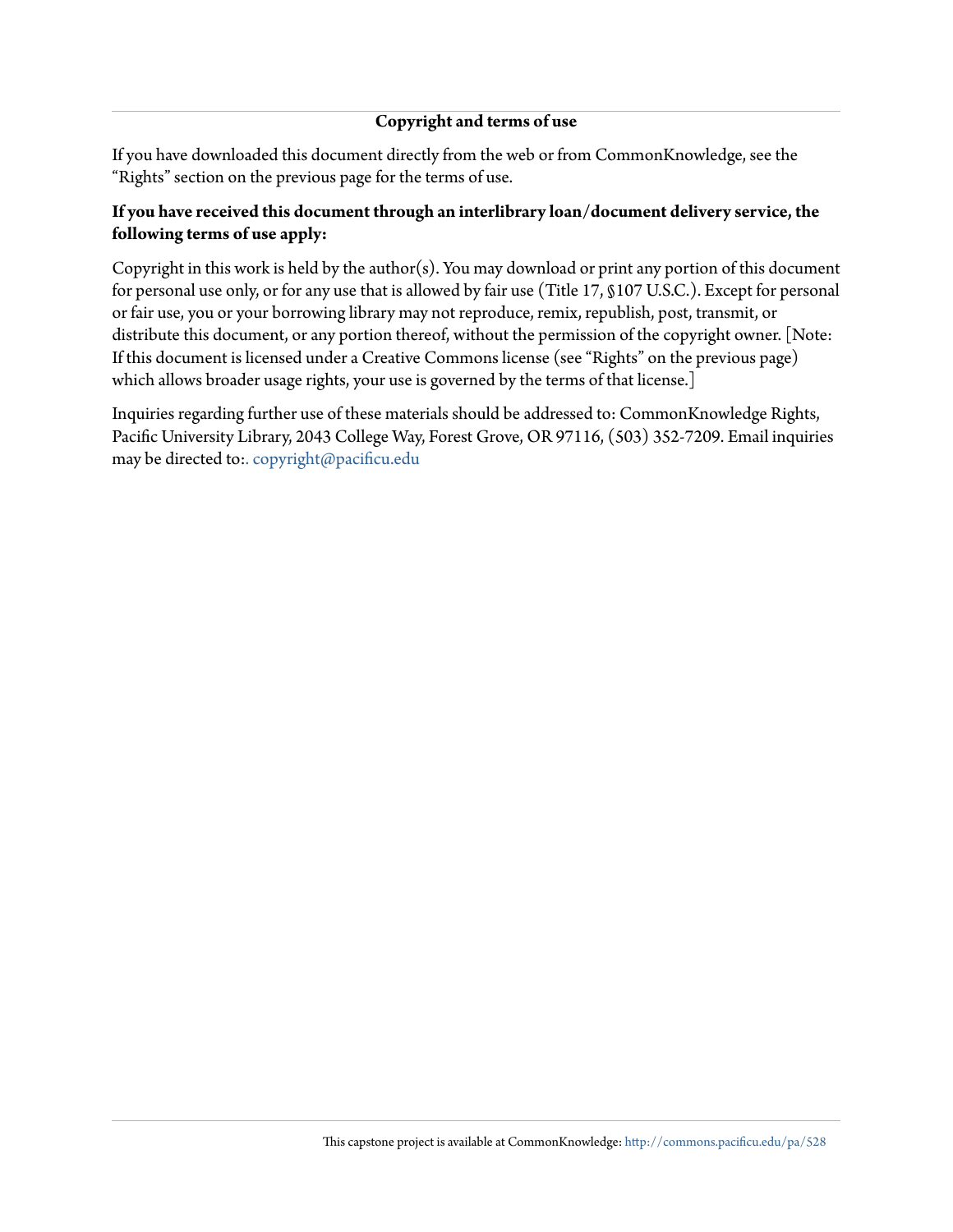## Copyright and terms of use

If you have downloaded this document directly from the web or from CommonKnowledge, see the "Rights" section on the previous page for the terms of use.

**If you have received this document through an interlibrary loan/document delivery service, the following terms of use apply:**

Copyright in this work is held by the author(s). You may download or print any portion of this document for personal use only, or for any use that is allowed by fair use (Title 17, §107 U.S.C.). Except for personal or fair use, you or your borrowing library may not reproduce, remix, republish, post, transmit, or distribute this document, or any portion thereof, without the permission of the copyright owner. [Note: If this document is licensed under a Creative Commons license (see "Rights" on the previous page) which allows broader usage rights, your use is governed by the terms of that license.]

Inquiries regarding further use of these materials should be addressed to: CommonKnowledge Rights, Pacific University Library, 2043 College Way, Forest Grove, OR 97116, (503) 352-7209. Email inquiries may be directed to:. copyright@pacificu.edu

This capstone project is available at CommonKnowledge: http://commons.pacificu.edu/pa/528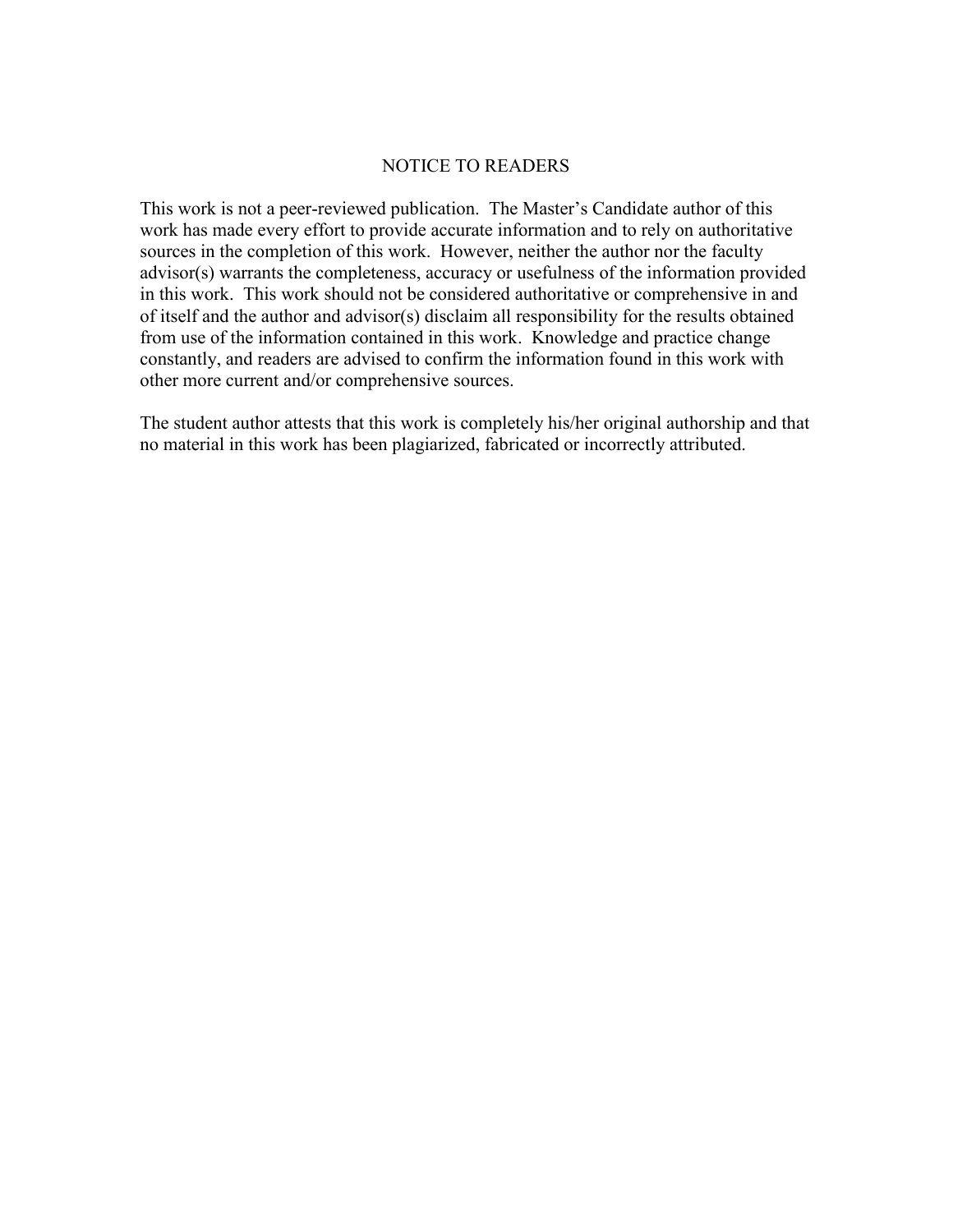# NOTICE TO READERS

This work is not a peer-reviewed publication. The Master's Candidate author of this work has made every effort to provide accurate information and to rely on authoritative sources in the completion of this work. However, neither the author nor the faculty advisor(s) warrants the completeness, accuracy or usefulness of the information provided in this work. This work should not be considered authoritative or comprehensive in and of itself and the author and advisor(s) disclaim all responsibility for the results obtained from use of the information contained in this work. Knowledge and practice change constantly, and readers are advised to confirm the information found in this work with other more current and/or comprehensive sources.

The student author attests that this work is completely his/her original authorship and that no material in this work has been plagiarized, fabricated or incorrectly attributed.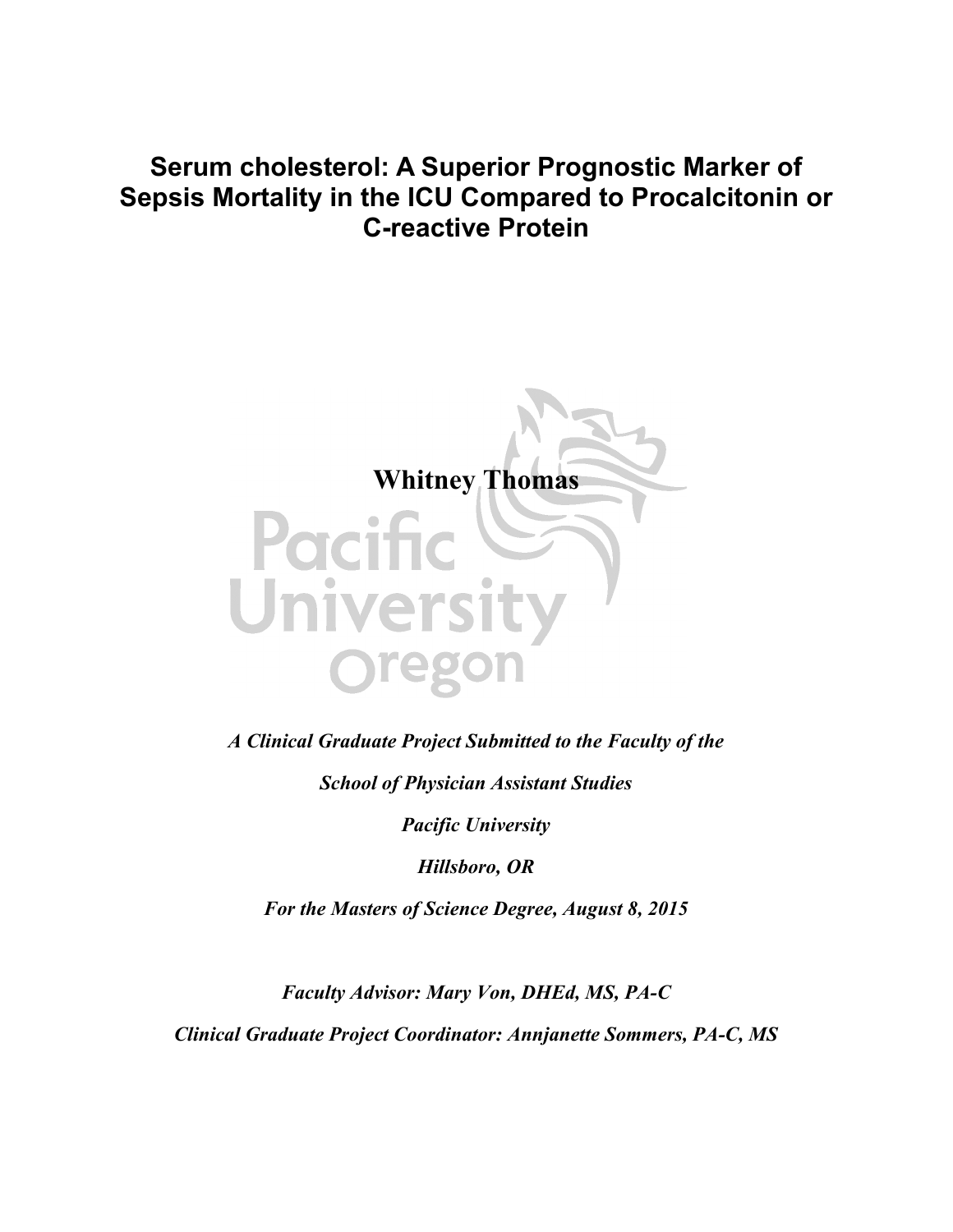# Serum cholesterol: A Superior Prognostic Marker of Sepsis Mortality in the ICU Compared to Procalcitonin or C-reactive Protein

**Whitney Thomas**

*A Clinical Graduate Project Submitted to the Faculty of the*

*School of Physician Assistant Studies*

*Pacific University*

*Hillsboro, OR*

*For the Masters of Science Degree, August 8, 2015*

*Faculty Advisor: Mary Von, DHEd, MS, PA-C*

*Clinical Graduate Project Coordinator: Annjanette Sommers, PA-C, MS*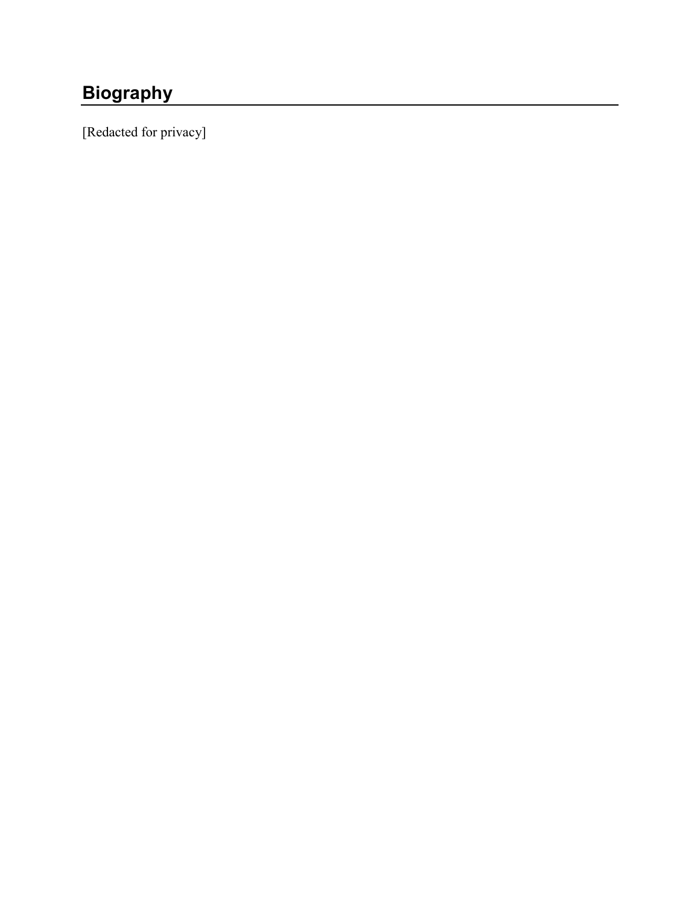# Biography

[Redacted for privacy]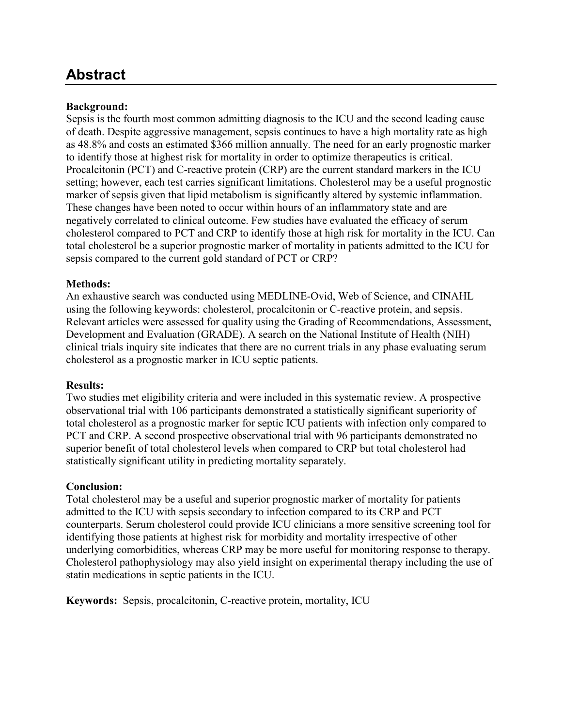# Abstract

**Background:**
Sepsis is the fourth most common admitting diagnosis to the ICU and the second leading cause of death. Despite aggressive management, sepsis continues to have a high mortality rate as high as 48.8% and costs an estimated $366 million annually. The need for an early prognostic marker to identify those at highest risk for mortality in order to optimize therapeutics is critical. Procalcitonin (PCT) and C-reactive protein (CRP) are the current standard markers in the ICU setting; however, each test carries significant limitations. Cholesterol may be a useful prognostic marker of sepsis given that lipid metabolism is significantly altered by systemic inflammation. These changes have been noted to occur within hours of an inflammatory state and are negatively correlated to clinical outcome. Few studies have evaluated the efficacy of serum cholesterol compared to PCT and CRP to identify those at high risk for mortality in the ICU. Can total cholesterol be a superior prognostic marker of mortality in patients admitted to the ICU for sepsis compared to the current gold standard of PCT or CRP?

**Methods:**
An exhaustive search was conducted using MEDLINE-Ovid, Web of Science, and CINAHL using the following keywords: cholesterol, procalcitonin or C-reactive protein, and sepsis. Relevant articles were assessed for quality using the Grading of Recommendations, Assessment, Development and Evaluation (GRADE). A search on the National Institute of Health (NIH) clinical trials inquiry site indicates that there are no current trials in any phase evaluating serum cholesterol as a prognostic marker in ICU septic patients.

**Results:**
Two studies met eligibility criteria and were included in this systematic review. A prospective observational trial with 106 participants demonstrated a statistically significant superiority of total cholesterol as a prognostic marker for septic ICU patients with infection only compared to PCT and CRP. A second prospective observational trial with 96 participants demonstrated no superior benefit of total cholesterol levels when compared to CRP but total cholesterol had statistically significant utility in predicting mortality separately.

**Conclusion:**
Total cholesterol may be a useful and superior prognostic marker of mortality for patients admitted to the ICU with sepsis secondary to infection compared to its CRP and PCT counterparts. Serum cholesterol could provide ICU clinicians a more sensitive screening tool for identifying those patients at highest risk for morbidity and mortality irrespective of other underlying comorbidities, whereas CRP may be more useful for monitoring response to therapy. Cholesterol pathophysiology may also yield insight on experimental therapy including the use of statin medications in septic patients in the ICU.

**Keywords:** Sepsis, procalcitonin, C-reactive protein, mortality, ICU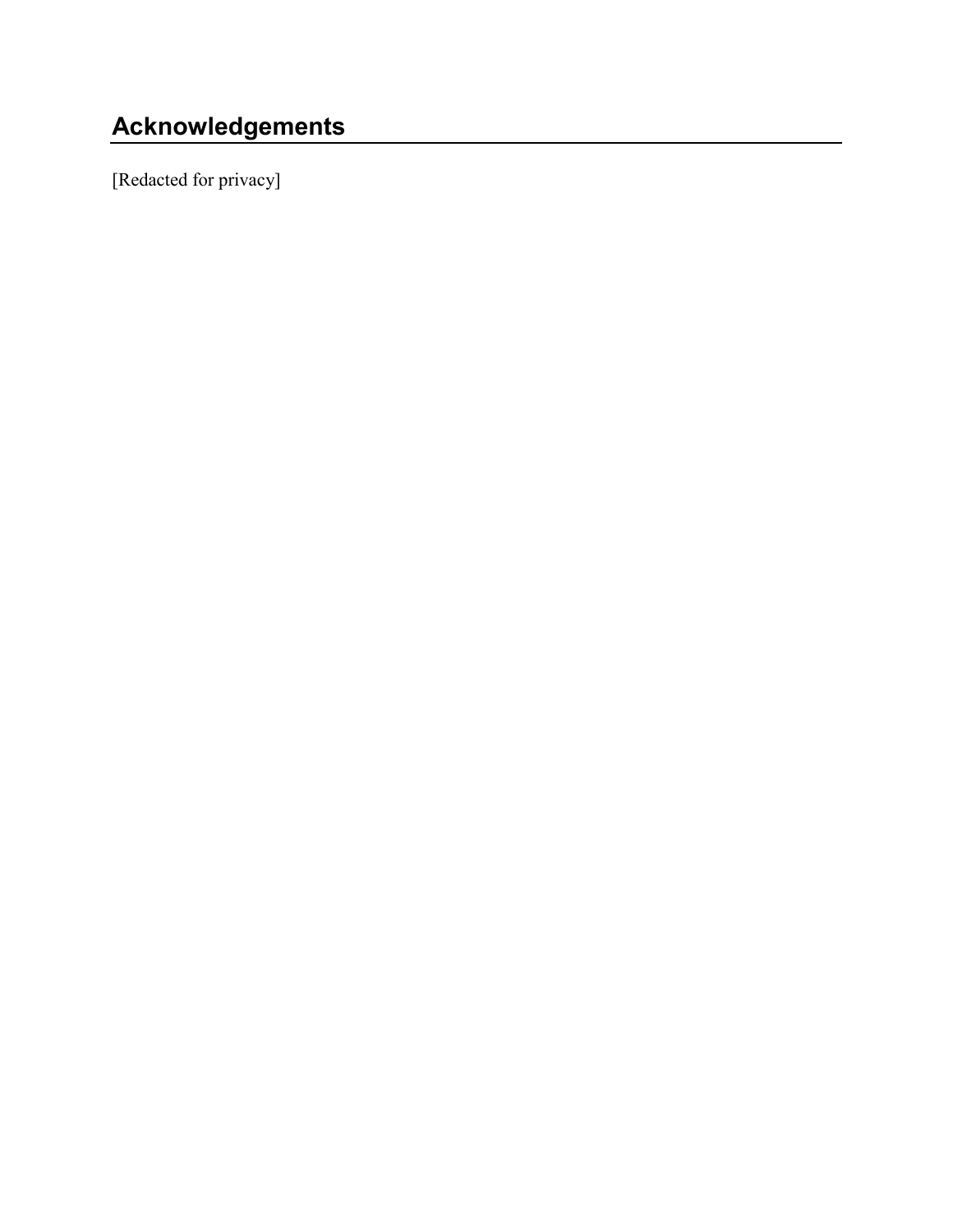## Acknowledgements

[Redacted for privacy]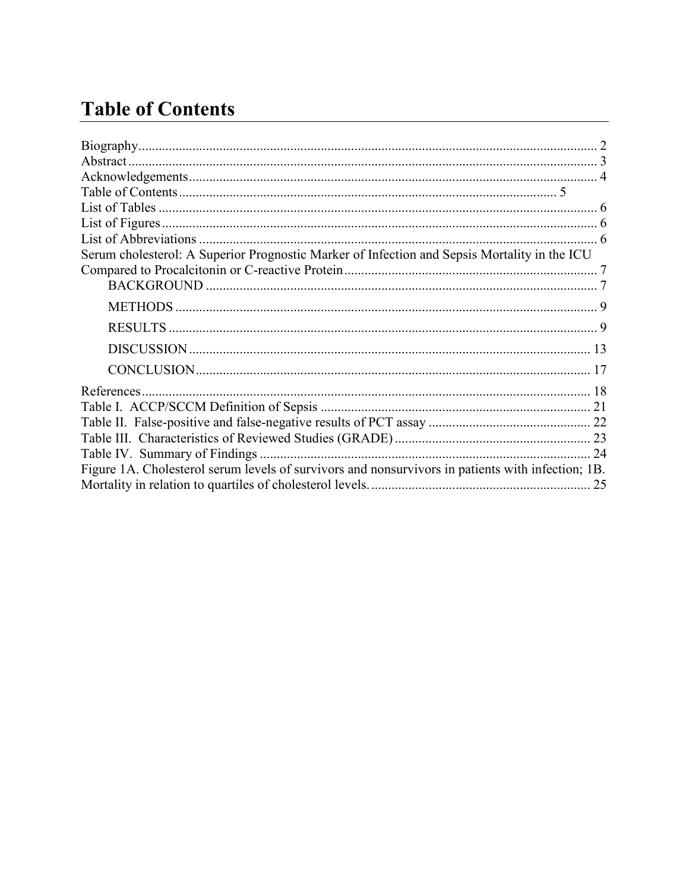# Table of Contents

Biography........................................................................................................................ 2
Abstract........................................................................................................................... 3
Acknowledgements......................................................................................................... 4
Table of Contents.............................................................................................. 5
List of Tables .................................................................................................................. 6
List of Figures................................................................................................................. 6
List of Abbreviations ...................................................................................................... 6
Serum cholesterol: A Superior Prognostic Marker of Infection and Sepsis Mortality in the ICU Compared to Procalcitonin or C-reactive Protein............................................................................ 7
- BACKGROUND .................................................................................................... 7
- METHODS ............................................................................................................ 9
- RESULTS .............................................................................................................. 9
- DISCUSSION ....................................................................................................... 13
- CONCLUSION..................................................................................................... 17

References...................................................................................................................... 18
Table I. ACCP/SCCM Definition of Sepsis ................................................................. 21
Table II. False-positive and false-negative results of PCT assay ................................. 22
Table III. Characteristics of Reviewed Studies (GRADE) ........................................... 23
Table IV. Summary of Findings ................................................................................... 24
Figure 1A. Cholesterol serum levels of survivors and nonsurvivors in patients with infection; 1B. Mortality in relation to quartiles of cholesterol levels. ................................................................ 25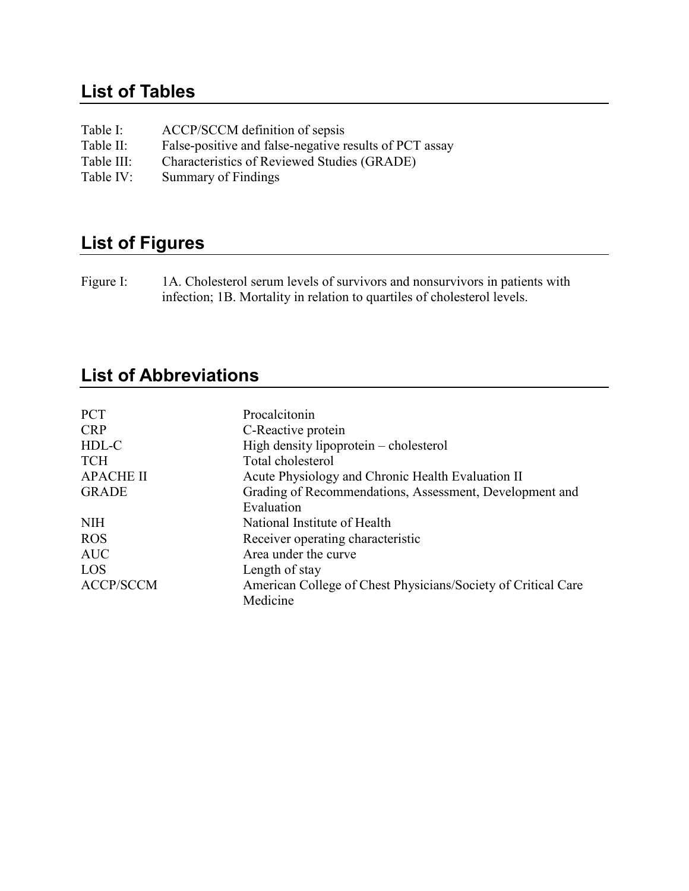## List of Tables

| | |
|---|---|
| Table I: | ACCP/SCCM definition of sepsis |
| Table II: | False-positive and false-negative results of PCT assay |
| Table III: | Characteristics of Reviewed Studies (GRADE) |
| Table IV: | Summary of Findings |

## List of Figures

Figure I: 1A. Cholesterol serum levels of survivors and nonsurvivors in patients with infection; 1B. Mortality in relation to quartiles of cholesterol levels.

## List of Abbreviations

| | |
|---|---|
| PCT | Procalcitonin |
| CRP | C-Reactive protein |
| HDL-C | High density lipoprotein – cholesterol |
| TCH | Total cholesterol |
| APACHE II | Acute Physiology and Chronic Health Evaluation II |
| GRADE | Grading of Recommendations, Assessment, Development and Evaluation |
| NIH | National Institute of Health |
| ROS | Receiver operating characteristic |
| AUC | Area under the curve |
| LOS | Length of stay |
| ACCP/SCCM | American College of Chest Physicians/Society of Critical Care Medicine |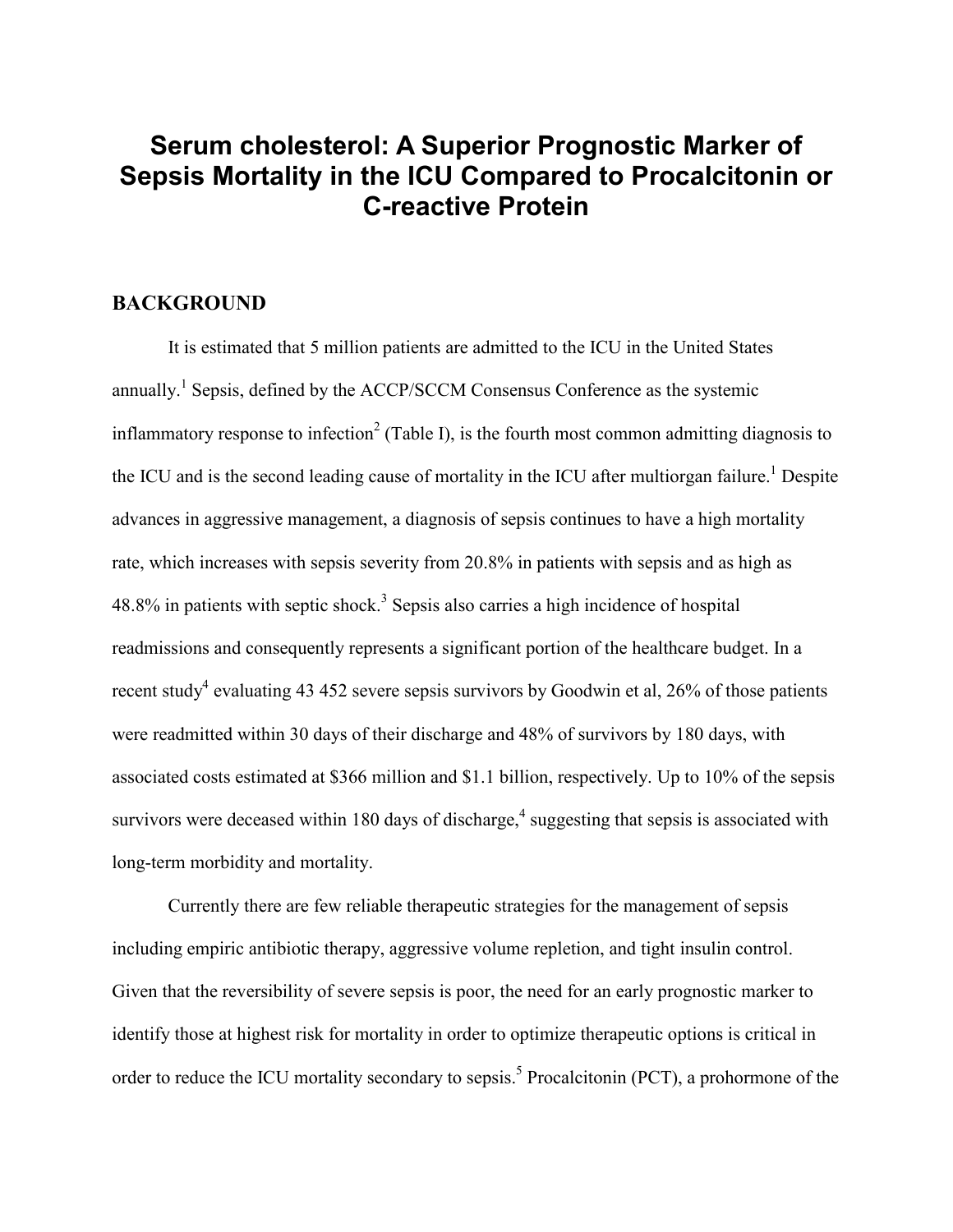# Serum cholesterol: A Superior Prognostic Marker of Sepsis Mortality in the ICU Compared to Procalcitonin or C-reactive Protein

## BACKGROUND

It is estimated that 5 million patients are admitted to the ICU in the United States annually.[1] Sepsis, defined by the ACCP/SCCM Consensus Conference as the systemic inflammatory response to infection[2] (Table I), is the fourth most common admitting diagnosis to the ICU and is the second leading cause of mortality in the ICU after multiorgan failure.[1] Despite advances in aggressive management, a diagnosis of sepsis continues to have a high mortality rate, which increases with sepsis severity from 20.8% in patients with sepsis and as high as 48.8% in patients with septic shock.[3] Sepsis also carries a high incidence of hospital readmissions and consequently represents a significant portion of the healthcare budget. In a recent study[4] evaluating 43 452 severe sepsis survivors by Goodwin et al, 26% of those patients were readmitted within 30 days of their discharge and 48% of survivors by 180 days, with associated costs estimated at $366 million and $1.1 billion, respectively. Up to 10% of the sepsis survivors were deceased within 180 days of discharge,[4] suggesting that sepsis is associated with long-term morbidity and mortality.

Currently there are few reliable therapeutic strategies for the management of sepsis including empiric antibiotic therapy, aggressive volume repletion, and tight insulin control. Given that the reversibility of severe sepsis is poor, the need for an early prognostic marker to identify those at highest risk for mortality in order to optimize therapeutic options is critical in order to reduce the ICU mortality secondary to sepsis.[5] Procalcitonin (PCT), a prohormone of the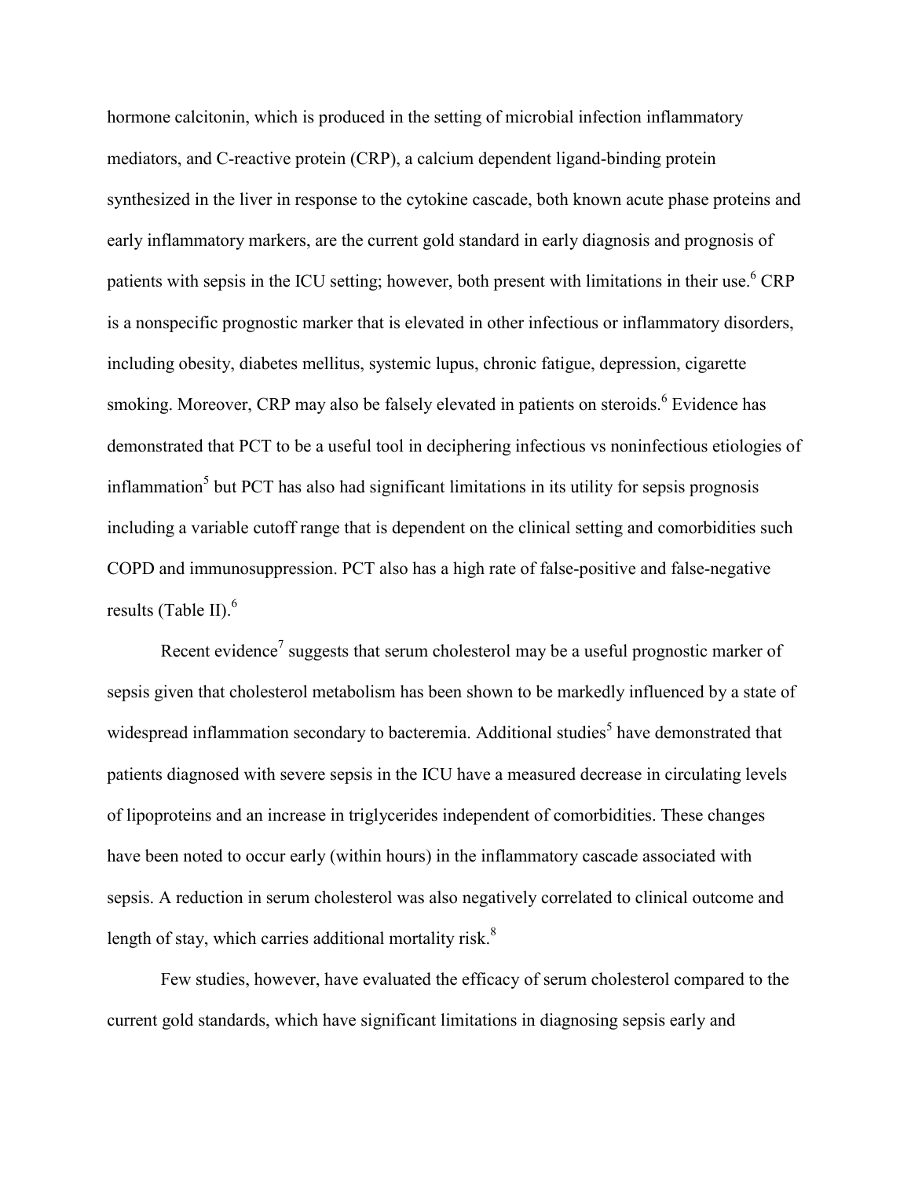hormone calcitonin, which is produced in the setting of microbial infection inflammatory mediators, and C-reactive protein (CRP), a calcium dependent ligand-binding protein synthesized in the liver in response to the cytokine cascade, both known acute phase proteins and early inflammatory markers, are the current gold standard in early diagnosis and prognosis of patients with sepsis in the ICU setting; however, both present with limitations in their use.[6] CRP is a nonspecific prognostic marker that is elevated in other infectious or inflammatory disorders, including obesity, diabetes mellitus, systemic lupus, chronic fatigue, depression, cigarette smoking. Moreover, CRP may also be falsely elevated in patients on steroids.[6] Evidence has demonstrated that PCT to be a useful tool in deciphering infectious vs noninfectious etiologies of inflammation[5] but PCT has also had significant limitations in its utility for sepsis prognosis including a variable cutoff range that is dependent on the clinical setting and comorbidities such COPD and immunosuppression. PCT also has a high rate of false-positive and false-negative results (Table II).[6]

Recent evidence[7] suggests that serum cholesterol may be a useful prognostic marker of sepsis given that cholesterol metabolism has been shown to be markedly influenced by a state of widespread inflammation secondary to bacteremia. Additional studies[5] have demonstrated that patients diagnosed with severe sepsis in the ICU have a measured decrease in circulating levels of lipoproteins and an increase in triglycerides independent of comorbidities. These changes have been noted to occur early (within hours) in the inflammatory cascade associated with sepsis. A reduction in serum cholesterol was also negatively correlated to clinical outcome and length of stay, which carries additional mortality risk.[8]

Few studies, however, have evaluated the efficacy of serum cholesterol compared to the current gold standards, which have significant limitations in diagnosing sepsis early and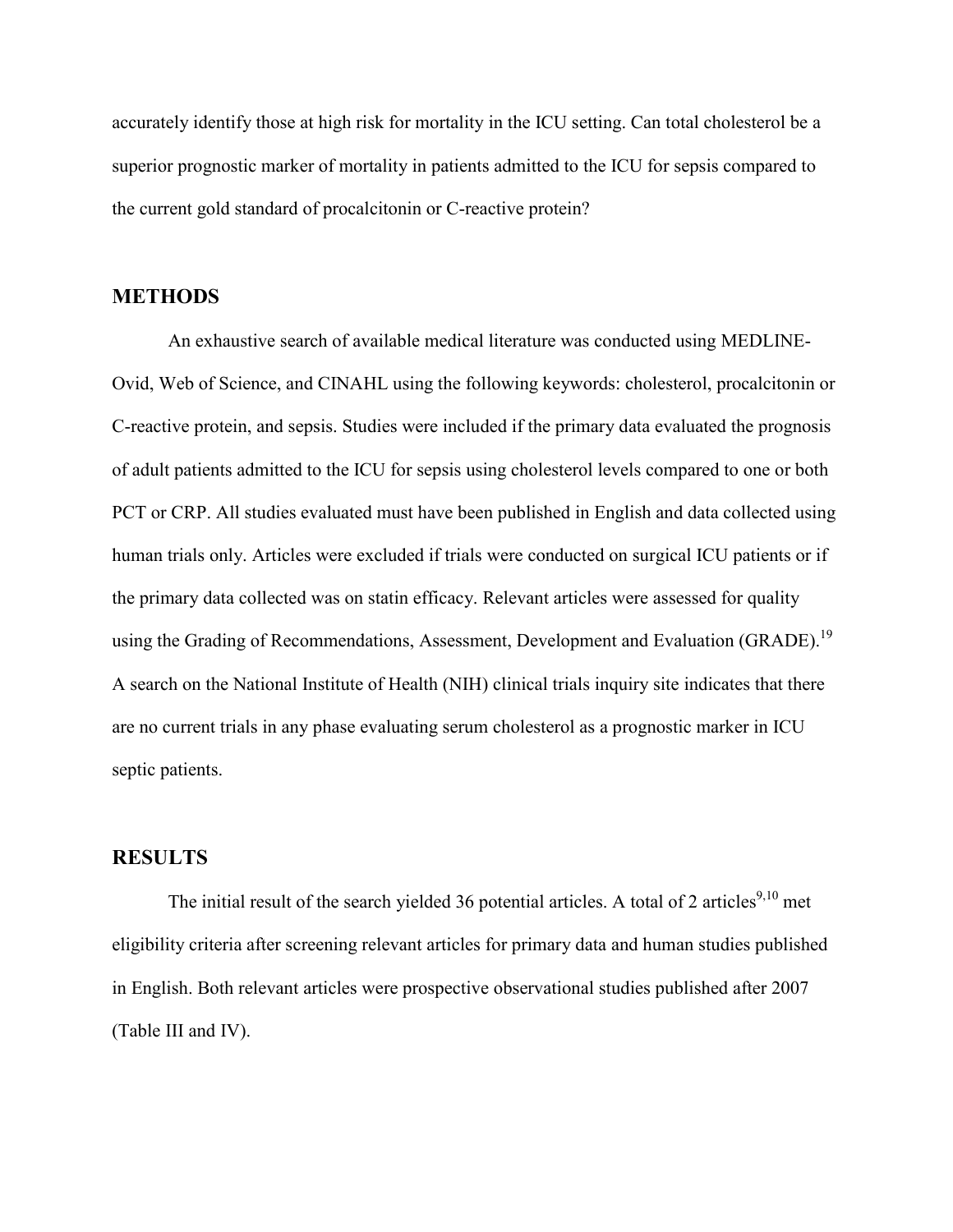accurately identify those at high risk for mortality in the ICU setting. Can total cholesterol be a superior prognostic marker of mortality in patients admitted to the ICU for sepsis compared to the current gold standard of procalcitonin or C-reactive protein?

## METHODS

An exhaustive search of available medical literature was conducted using MEDLINE-Ovid, Web of Science, and CINAHL using the following keywords: cholesterol, procalcitonin or C-reactive protein, and sepsis. Studies were included if the primary data evaluated the prognosis of adult patients admitted to the ICU for sepsis using cholesterol levels compared to one or both PCT or CRP. All studies evaluated must have been published in English and data collected using human trials only. Articles were excluded if trials were conducted on surgical ICU patients or if the primary data collected was on statin efficacy. Relevant articles were assessed for quality using the Grading of Recommendations, Assessment, Development and Evaluation (GRADE).[19] A search on the National Institute of Health (NIH) clinical trials inquiry site indicates that there are no current trials in any phase evaluating serum cholesterol as a prognostic marker in ICU septic patients.

## RESULTS

The initial result of the search yielded 36 potential articles. A total of 2 articles[9,10] met eligibility criteria after screening relevant articles for primary data and human studies published in English. Both relevant articles were prospective observational studies published after 2007 (Table III and IV).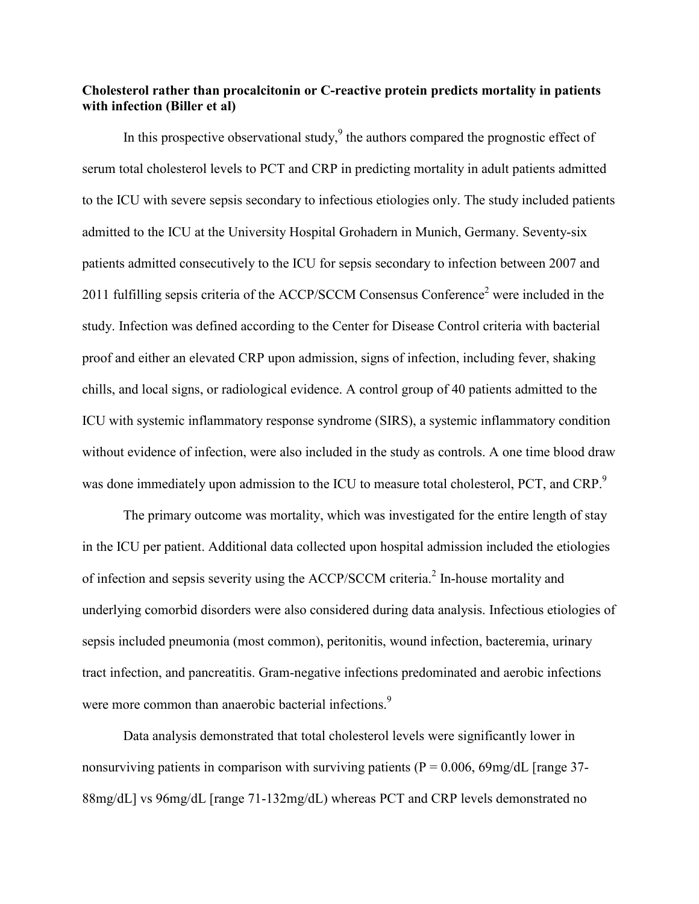**Cholesterol rather than procalcitonin or C-reactive protein predicts mortality in patients with infection (Biller et al)**

In this prospective observational study,[9] the authors compared the prognostic effect of serum total cholesterol levels to PCT and CRP in predicting mortality in adult patients admitted to the ICU with severe sepsis secondary to infectious etiologies only. The study included patients admitted to the ICU at the University Hospital Grohadern in Munich, Germany. Seventy-six patients admitted consecutively to the ICU for sepsis secondary to infection between 2007 and 2011 fulfilling sepsis criteria of the ACCP/SCCM Consensus Conference[2] were included in the study. Infection was defined according to the Center for Disease Control criteria with bacterial proof and either an elevated CRP upon admission, signs of infection, including fever, shaking chills, and local signs, or radiological evidence. A control group of 40 patients admitted to the ICU with systemic inflammatory response syndrome (SIRS), a systemic inflammatory condition without evidence of infection, were also included in the study as controls. A one time blood draw was done immediately upon admission to the ICU to measure total cholesterol, PCT, and CRP.[9]

The primary outcome was mortality, which was investigated for the entire length of stay in the ICU per patient. Additional data collected upon hospital admission included the etiologies of infection and sepsis severity using the ACCP/SCCM criteria.[2] In-house mortality and underlying comorbid disorders were also considered during data analysis. Infectious etiologies of sepsis included pneumonia (most common), peritonitis, wound infection, bacteremia, urinary tract infection, and pancreatitis. Gram-negative infections predominated and aerobic infections were more common than anaerobic bacterial infections.[9]

Data analysis demonstrated that total cholesterol levels were significantly lower in nonsurviving patients in comparison with surviving patients ($P = 0.006$, 69mg/dL [range 37-88mg/dL] vs 96mg/dL [range 71-132mg/dL) whereas PCT and CRP levels demonstrated no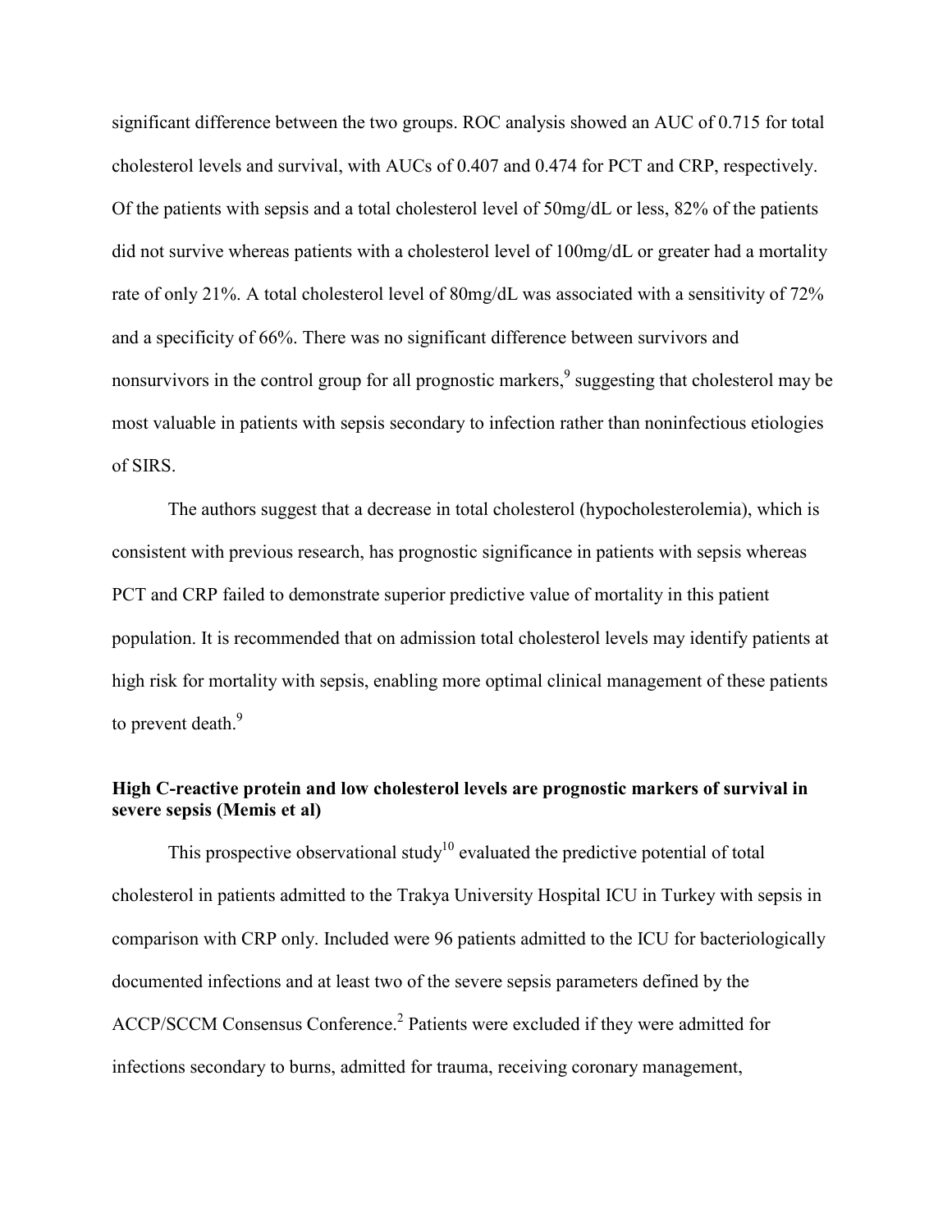significant difference between the two groups. ROC analysis showed an AUC of 0.715 for total cholesterol levels and survival, with AUCs of 0.407 and 0.474 for PCT and CRP, respectively. Of the patients with sepsis and a total cholesterol level of 50mg/dL or less, 82% of the patients did not survive whereas patients with a cholesterol level of 100mg/dL or greater had a mortality rate of only 21%. A total cholesterol level of 80mg/dL was associated with a sensitivity of 72% and a specificity of 66%. There was no significant difference between survivors and nonsurvivors in the control group for all prognostic markers,[9] suggesting that cholesterol may be most valuable in patients with sepsis secondary to infection rather than noninfectious etiologies of SIRS.

The authors suggest that a decrease in total cholesterol (hypocholesterolemia), which is consistent with previous research, has prognostic significance in patients with sepsis whereas PCT and CRP failed to demonstrate superior predictive value of mortality in this patient population. It is recommended that on admission total cholesterol levels may identify patients at high risk for mortality with sepsis, enabling more optimal clinical management of these patients to prevent death.[9]

**High C-reactive protein and low cholesterol levels are prognostic markers of survival in severe sepsis (Memis et al)**

This prospective observational study[10] evaluated the predictive potential of total cholesterol in patients admitted to the Trakya University Hospital ICU in Turkey with sepsis in comparison with CRP only. Included were 96 patients admitted to the ICU for bacteriologically documented infections and at least two of the severe sepsis parameters defined by the ACCP/SCCM Consensus Conference.[2] Patients were excluded if they were admitted for infections secondary to burns, admitted for trauma, receiving coronary management,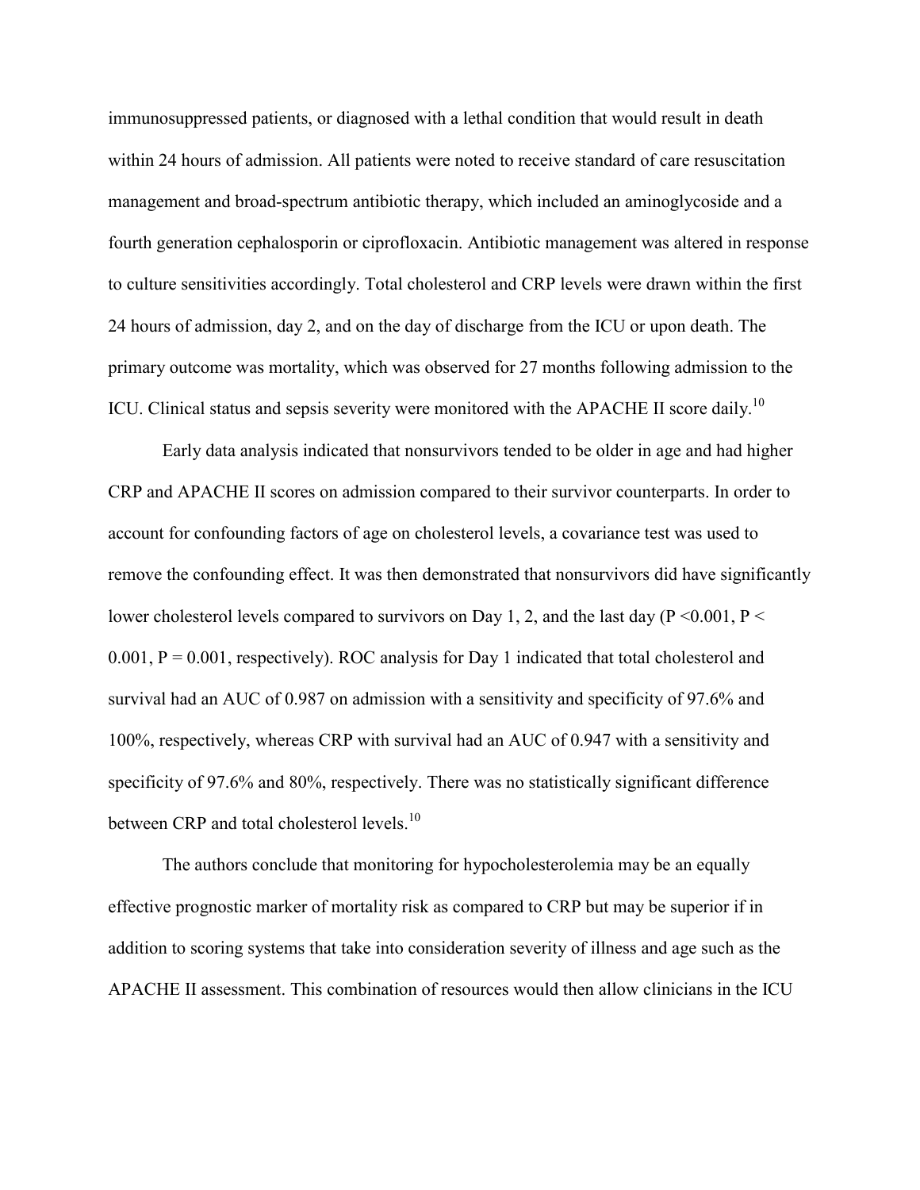immunosuppressed patients, or diagnosed with a lethal condition that would result in death within 24 hours of admission. All patients were noted to receive standard of care resuscitation management and broad-spectrum antibiotic therapy, which included an aminoglycoside and a fourth generation cephalosporin or ciprofloxacin. Antibiotic management was altered in response to culture sensitivities accordingly. Total cholesterol and CRP levels were drawn within the first 24 hours of admission, day 2, and on the day of discharge from the ICU or upon death. The primary outcome was mortality, which was observed for 27 months following admission to the ICU. Clinical status and sepsis severity were monitored with the APACHE II score daily.[10]

Early data analysis indicated that nonsurvivors tended to be older in age and had higher CRP and APACHE II scores on admission compared to their survivor counterparts. In order to account for confounding factors of age on cholesterol levels, a covariance test was used to remove the confounding effect. It was then demonstrated that nonsurvivors did have significantly lower cholesterol levels compared to survivors on Day 1, 2, and the last day ($P < 0.001$, $P < 0.001$, $P = 0.001$, respectively). ROC analysis for Day 1 indicated that total cholesterol and survival had an AUC of 0.987 on admission with a sensitivity and specificity of 97.6% and 100%, respectively, whereas CRP with survival had an AUC of 0.947 with a sensitivity and specificity of 97.6% and 80%, respectively. There was no statistically significant difference between CRP and total cholesterol levels.[10]

The authors conclude that monitoring for hypocholesterolemia may be an equally effective prognostic marker of mortality risk as compared to CRP but may be superior if in addition to scoring systems that take into consideration severity of illness and age such as the APACHE II assessment. This combination of resources would then allow clinicians in the ICU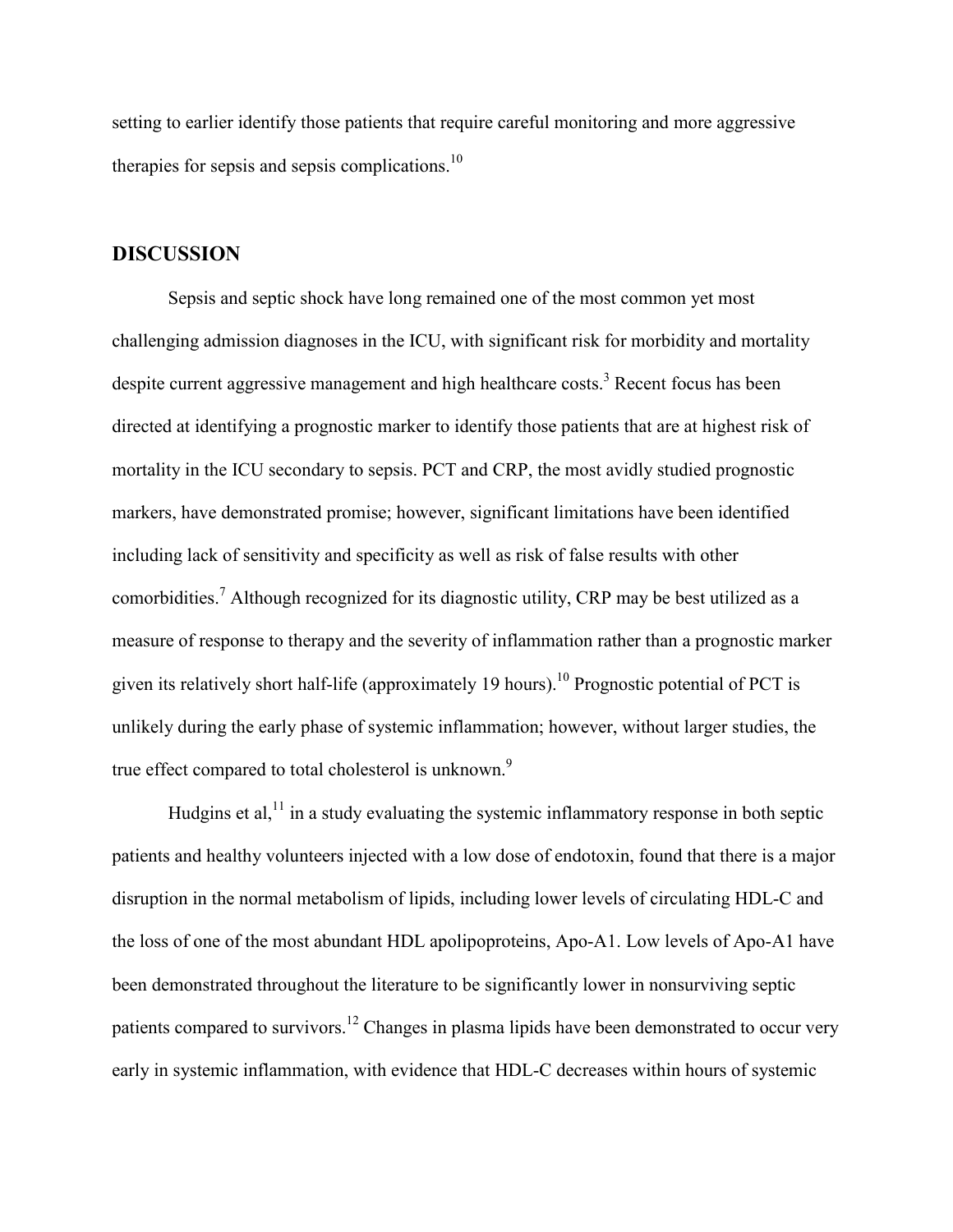setting to earlier identify those patients that require careful monitoring and more aggressive therapies for sepsis and sepsis complications.[10]

## DISCUSSION

Sepsis and septic shock have long remained one of the most common yet most challenging admission diagnoses in the ICU, with significant risk for morbidity and mortality despite current aggressive management and high healthcare costs.[3] Recent focus has been directed at identifying a prognostic marker to identify those patients that are at highest risk of mortality in the ICU secondary to sepsis. PCT and CRP, the most avidly studied prognostic markers, have demonstrated promise; however, significant limitations have been identified including lack of sensitivity and specificity as well as risk of false results with other comorbidities.[7] Although recognized for its diagnostic utility, CRP may be best utilized as a measure of response to therapy and the severity of inflammation rather than a prognostic marker given its relatively short half-life (approximately 19 hours).[10] Prognostic potential of PCT is unlikely during the early phase of systemic inflammation; however, without larger studies, the true effect compared to total cholesterol is unknown.[9]

Hudgins et al,[11] in a study evaluating the systemic inflammatory response in both septic patients and healthy volunteers injected with a low dose of endotoxin, found that there is a major disruption in the normal metabolism of lipids, including lower levels of circulating HDL-C and the loss of one of the most abundant HDL apolipoproteins, Apo-A1. Low levels of Apo-A1 have been demonstrated throughout the literature to be significantly lower in nonsurviving septic patients compared to survivors.[12] Changes in plasma lipids have been demonstrated to occur very early in systemic inflammation, with evidence that HDL-C decreases within hours of systemic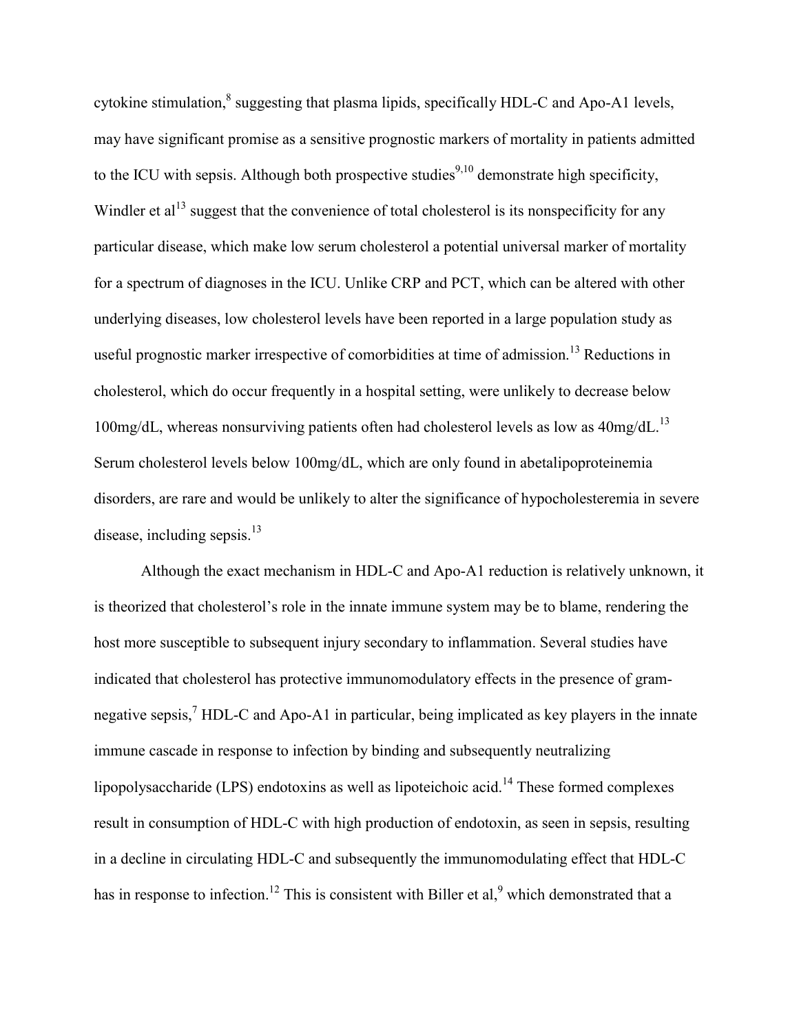cytokine stimulation,[8] suggesting that plasma lipids, specifically HDL-C and Apo-A1 levels, may have significant promise as a sensitive prognostic markers of mortality in patients admitted to the ICU with sepsis. Although both prospective studies[9,10] demonstrate high specificity, Windler et al[13] suggest that the convenience of total cholesterol is its nonspecificity for any particular disease, which make low serum cholesterol a potential universal marker of mortality for a spectrum of diagnoses in the ICU. Unlike CRP and PCT, which can be altered with other underlying diseases, low cholesterol levels have been reported in a large population study as useful prognostic marker irrespective of comorbidities at time of admission.[13] Reductions in cholesterol, which do occur frequently in a hospital setting, were unlikely to decrease below 100mg/dL, whereas nonsurviving patients often had cholesterol levels as low as 40mg/dL.[13] Serum cholesterol levels below 100mg/dL, which are only found in abetalipoproteinemia disorders, are rare and would be unlikely to alter the significance of hypocholesteremia in severe disease, including sepsis.[13]

Although the exact mechanism in HDL-C and Apo-A1 reduction is relatively unknown, it is theorized that cholesterol's role in the innate immune system may be to blame, rendering the host more susceptible to subsequent injury secondary to inflammation. Several studies have indicated that cholesterol has protective immunomodulatory effects in the presence of gram-negative sepsis,[7] HDL-C and Apo-A1 in particular, being implicated as key players in the innate immune cascade in response to infection by binding and subsequently neutralizing lipopolysaccharide (LPS) endotoxins as well as lipoteichoic acid.[14] These formed complexes result in consumption of HDL-C with high production of endotoxin, as seen in sepsis, resulting in a decline in circulating HDL-C and subsequently the immunomodulating effect that HDL-C has in response to infection.[12] This is consistent with Biller et al,[9] which demonstrated that a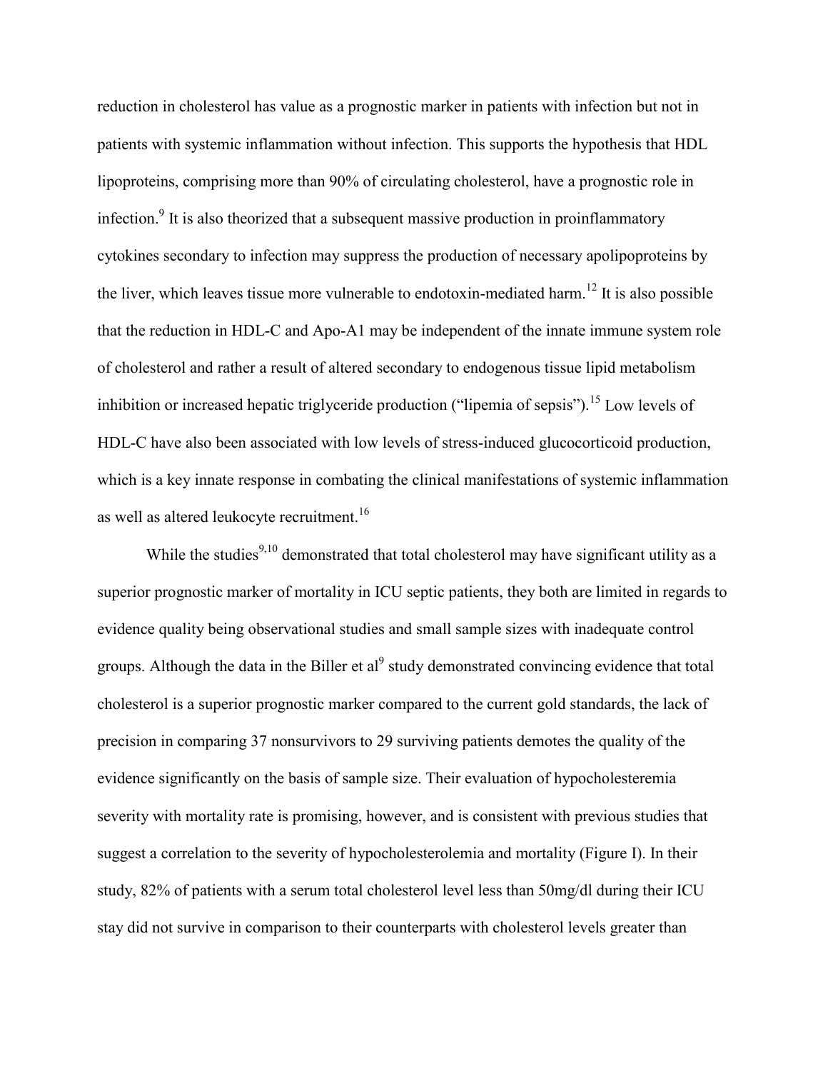reduction in cholesterol has value as a prognostic marker in patients with infection but not in patients with systemic inflammation without infection. This supports the hypothesis that HDL lipoproteins, comprising more than 90% of circulating cholesterol, have a prognostic role in infection.[9] It is also theorized that a subsequent massive production in proinflammatory cytokines secondary to infection may suppress the production of necessary apolipoproteins by the liver, which leaves tissue more vulnerable to endotoxin-mediated harm.[12] It is also possible that the reduction in HDL-C and Apo-A1 may be independent of the innate immune system role of cholesterol and rather a result of altered secondary to endogenous tissue lipid metabolism inhibition or increased hepatic triglyceride production ("lipemia of sepsis").[15] Low levels of HDL-C have also been associated with low levels of stress-induced glucocorticoid production, which is a key innate response in combating the clinical manifestations of systemic inflammation as well as altered leukocyte recruitment.[16]

While the studies[9,10] demonstrated that total cholesterol may have significant utility as a superior prognostic marker of mortality in ICU septic patients, they both are limited in regards to evidence quality being observational studies and small sample sizes with inadequate control groups. Although the data in the Biller et al[9] study demonstrated convincing evidence that total cholesterol is a superior prognostic marker compared to the current gold standards, the lack of precision in comparing 37 nonsurvivors to 29 surviving patients demotes the quality of the evidence significantly on the basis of sample size. Their evaluation of hypocholesteremia severity with mortality rate is promising, however, and is consistent with previous studies that suggest a correlation to the severity of hypocholesterolemia and mortality (Figure I). In their study, 82% of patients with a serum total cholesterol level less than 50mg/dl during their ICU stay did not survive in comparison to their counterparts with cholesterol levels greater than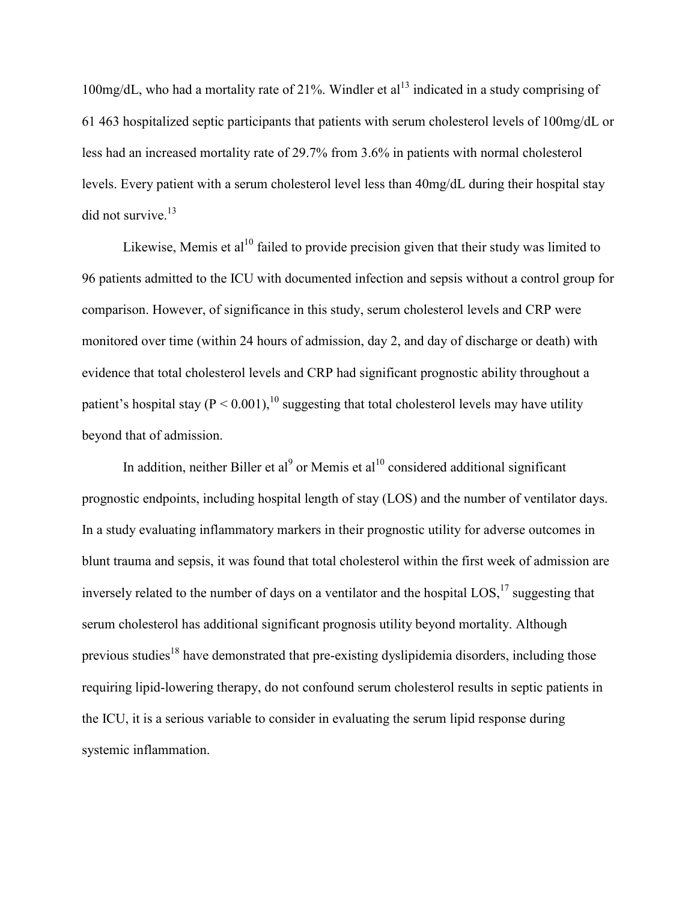100mg/dL, who had a mortality rate of 21%. Windler et al[13] indicated in a study comprising of 61 463 hospitalized septic participants that patients with serum cholesterol levels of 100mg/dL or less had an increased mortality rate of 29.7% from 3.6% in patients with normal cholesterol levels. Every patient with a serum cholesterol level less than 40mg/dL during their hospital stay did not survive.[13]

Likewise, Memis et al[10] failed to provide precision given that their study was limited to 96 patients admitted to the ICU with documented infection and sepsis without a control group for comparison. However, of significance in this study, serum cholesterol levels and CRP were monitored over time (within 24 hours of admission, day 2, and day of discharge or death) with evidence that total cholesterol levels and CRP had significant prognostic ability throughout a patient's hospital stay ($P < 0.001$),[10] suggesting that total cholesterol levels may have utility beyond that of admission.

In addition, neither Biller et al[9] or Memis et al[10] considered additional significant prognostic endpoints, including hospital length of stay (LOS) and the number of ventilator days. In a study evaluating inflammatory markers in their prognostic utility for adverse outcomes in blunt trauma and sepsis, it was found that total cholesterol within the first week of admission are inversely related to the number of days on a ventilator and the hospital LOS,[17] suggesting that serum cholesterol has additional significant prognosis utility beyond mortality. Although previous studies[18] have demonstrated that pre-existing dyslipidemia disorders, including those requiring lipid-lowering therapy, do not confound serum cholesterol results in septic patients in the ICU, it is a serious variable to consider in evaluating the serum lipid response during systemic inflammation.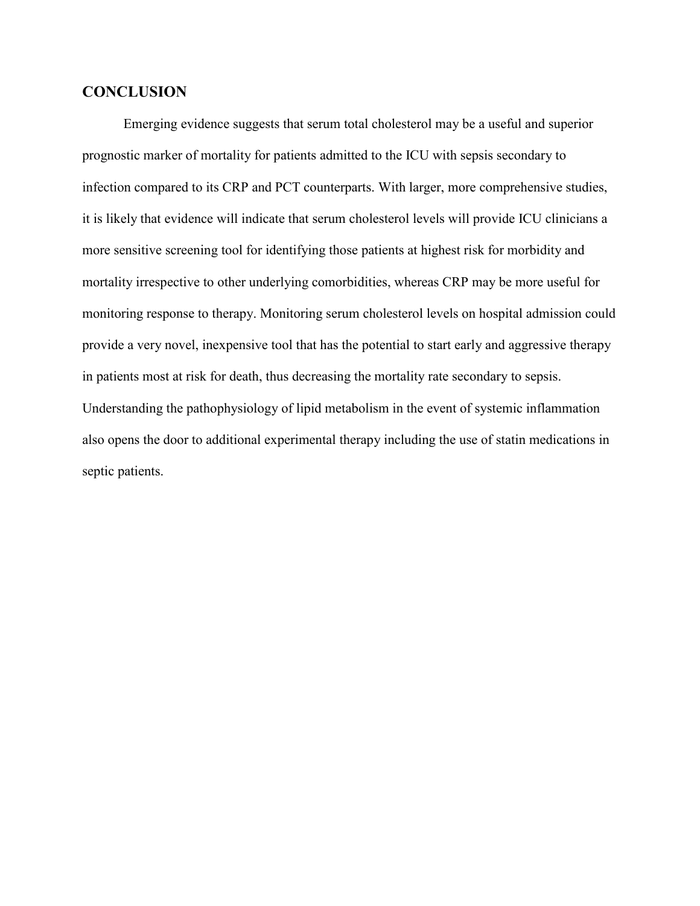## CONCLUSION

Emerging evidence suggests that serum total cholesterol may be a useful and superior prognostic marker of mortality for patients admitted to the ICU with sepsis secondary to infection compared to its CRP and PCT counterparts. With larger, more comprehensive studies, it is likely that evidence will indicate that serum cholesterol levels will provide ICU clinicians a more sensitive screening tool for identifying those patients at highest risk for morbidity and mortality irrespective to other underlying comorbidities, whereas CRP may be more useful for monitoring response to therapy. Monitoring serum cholesterol levels on hospital admission could provide a very novel, inexpensive tool that has the potential to start early and aggressive therapy in patients most at risk for death, thus decreasing the mortality rate secondary to sepsis. Understanding the pathophysiology of lipid metabolism in the event of systemic inflammation also opens the door to additional experimental therapy including the use of statin medications in septic patients.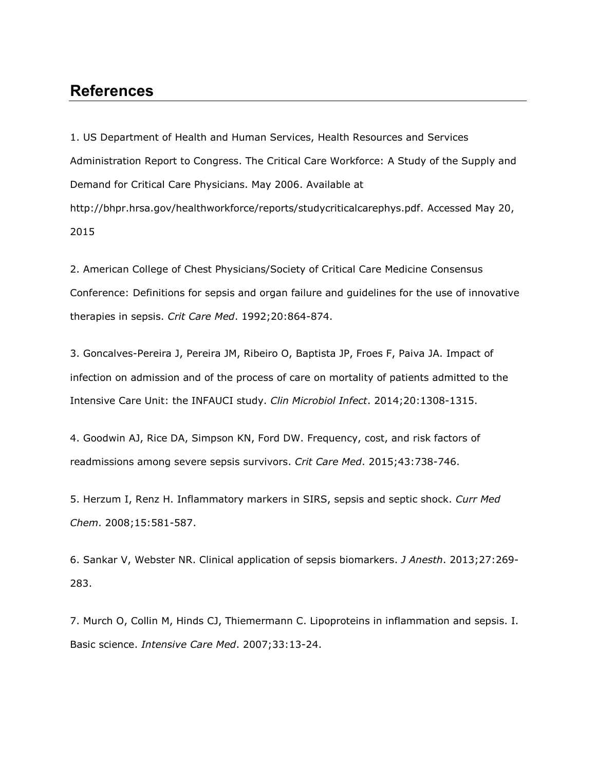## References

1. US Department of Health and Human Services, Health Resources and Services Administration Report to Congress. The Critical Care Workforce: A Study of the Supply and Demand for Critical Care Physicians. May 2006. Available at http://bhpr.hrsa.gov/healthworkforce/reports/studycriticalcarephys.pdf. Accessed May 20, 2015

2. American College of Chest Physicians/Society of Critical Care Medicine Consensus Conference: Definitions for sepsis and organ failure and guidelines for the use of innovative therapies in sepsis. *Crit Care Med*. 1992;20:864-874.

3. Goncalves-Pereira J, Pereira JM, Ribeiro O, Baptista JP, Froes F, Paiva JA. Impact of infection on admission and of the process of care on mortality of patients admitted to the Intensive Care Unit: the INFAUCI study. *Clin Microbiol Infect*. 2014;20:1308-1315.

4. Goodwin AJ, Rice DA, Simpson KN, Ford DW. Frequency, cost, and risk factors of readmissions among severe sepsis survivors. *Crit Care Med*. 2015;43:738-746.

5. Herzum I, Renz H. Inflammatory markers in SIRS, sepsis and septic shock. *Curr Med Chem*. 2008;15:581-587.

6. Sankar V, Webster NR. Clinical application of sepsis biomarkers. *J Anesth*. 2013;27:269-283.

7. Murch O, Collin M, Hinds CJ, Thiemermann C. Lipoproteins in inflammation and sepsis. I. Basic science. *Intensive Care Med*. 2007;33:13-24.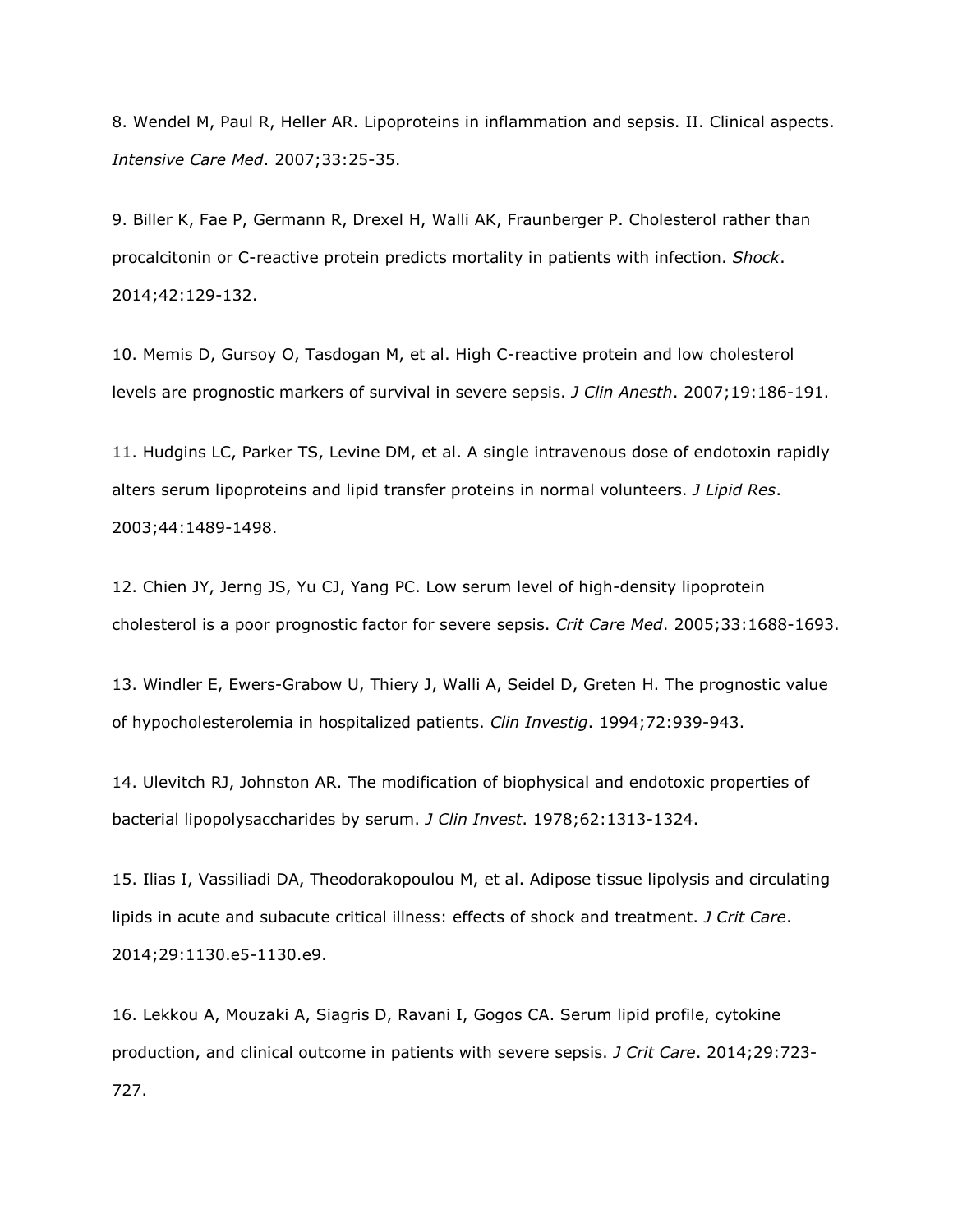8. Wendel M, Paul R, Heller AR. Lipoproteins in inflammation and sepsis. II. Clinical aspects. *Intensive Care Med*. 2007;33:25-35.

9. Biller K, Fae P, Germann R, Drexel H, Walli AK, Fraunberger P. Cholesterol rather than procalcitonin or C-reactive protein predicts mortality in patients with infection. *Shock*. 2014;42:129-132.

10. Memis D, Gursoy O, Tasdogan M, et al. High C-reactive protein and low cholesterol levels are prognostic markers of survival in severe sepsis. *J Clin Anesth*. 2007;19:186-191.

11. Hudgins LC, Parker TS, Levine DM, et al. A single intravenous dose of endotoxin rapidly alters serum lipoproteins and lipid transfer proteins in normal volunteers. *J Lipid Res*. 2003;44:1489-1498.

12. Chien JY, Jerng JS, Yu CJ, Yang PC. Low serum level of high-density lipoprotein cholesterol is a poor prognostic factor for severe sepsis. *Crit Care Med*. 2005;33:1688-1693.

13. Windler E, Ewers-Grabow U, Thiery J, Walli A, Seidel D, Greten H. The prognostic value of hypocholesterolemia in hospitalized patients. *Clin Investig*. 1994;72:939-943.

14. Ulevitch RJ, Johnston AR. The modification of biophysical and endotoxic properties of bacterial lipopolysaccharides by serum. *J Clin Invest*. 1978;62:1313-1324.

15. Ilias I, Vassiliadi DA, Theodorakopoulou M, et al. Adipose tissue lipolysis and circulating lipids in acute and subacute critical illness: effects of shock and treatment. *J Crit Care*. 2014;29:1130.e5-1130.e9.

16. Lekkou A, Mouzaki A, Siagris D, Ravani I, Gogos CA. Serum lipid profile, cytokine production, and clinical outcome in patients with severe sepsis. *J Crit Care*. 2014;29:723-727.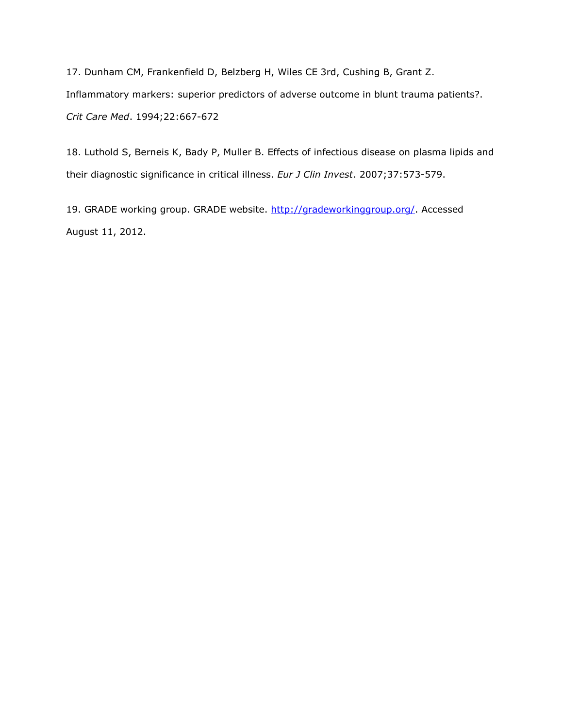17. Dunham CM, Frankenfield D, Belzberg H, Wiles CE 3rd, Cushing B, Grant Z. Inflammatory markers: superior predictors of adverse outcome in blunt trauma patients?. *Crit Care Med*. 1994;22:667-672

18. Luthold S, Berneis K, Bady P, Muller B. Effects of infectious disease on plasma lipids and their diagnostic significance in critical illness. *Eur J Clin Invest*. 2007;37:573-579.

19. GRADE working group. GRADE website. http://gradeworkinggroup.org/. Accessed August 11, 2012.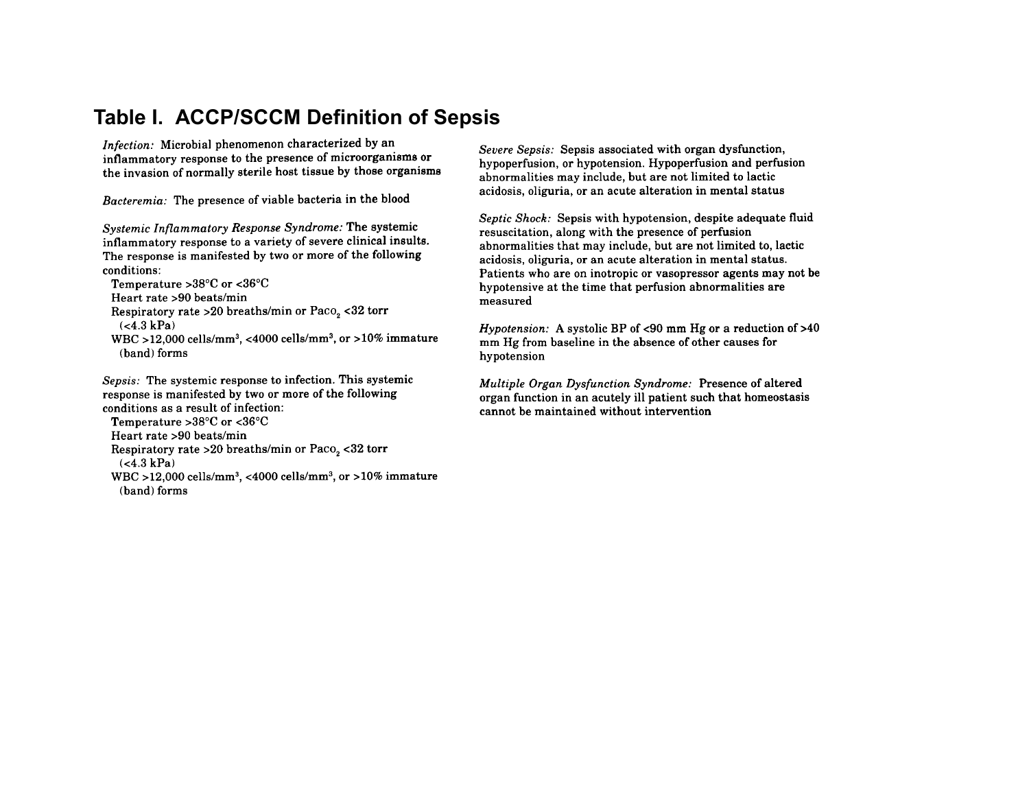# Table I. ACCP/SCCM Definition of Sepsis

*Infection:* Microbial phenomenon characterized by an inflammatory response to the presence of microorganisms or the invasion of normally sterile host tissue by those organisms

*Bacteremia:* The presence of viable bacteria in the blood

*Systemic Inflammatory Response Syndrome:* The systemic inflammatory response to a variety of severe clinical insults. The response is manifested by two or more of the following conditions:

- Temperature >38°C or <36°C
- Heart rate >90 beats/min
- Respiratory rate >20 breaths/min or $Paco_2$ <32 torr (<4.3 kPa)
- WBC >12,000 cells/mm$^3$, <4000 cells/mm$^3$, or >10% immature (band) forms

*Sepsis:* The systemic response to infection. This systemic response is manifested by two or more of the following conditions as a result of infection:

- Temperature >38°C or <36°C
- Heart rate >90 beats/min
- Respiratory rate >20 breaths/min or $Paco_2$ <32 torr (<4.3 kPa)
- WBC >12,000 cells/mm$^3$, <4000 cells/mm$^3$, or >10% immature (band) forms

*Severe Sepsis:* Sepsis associated with organ dysfunction, hypoperfusion, or hypotension. Hypoperfusion and perfusion abnormalities may include, but are not limited to lactic acidosis, oliguria, or an acute alteration in mental status

*Septic Shock:* Sepsis with hypotension, despite adequate fluid resuscitation, along with the presence of perfusion abnormalities that may include, but are not limited to, lactic acidosis, oliguria, or an acute alteration in mental status. Patients who are on inotropic or vasopressor agents may not be hypotensive at the time that perfusion abnormalities are measured

*Hypotension:* A systolic BP of <90 mm Hg or a reduction of >40 mm Hg from baseline in the absence of other causes for hypotension

*Multiple Organ Dysfunction Syndrome:* Presence of altered organ function in an acutely ill patient such that homeostasis cannot be maintained without intervention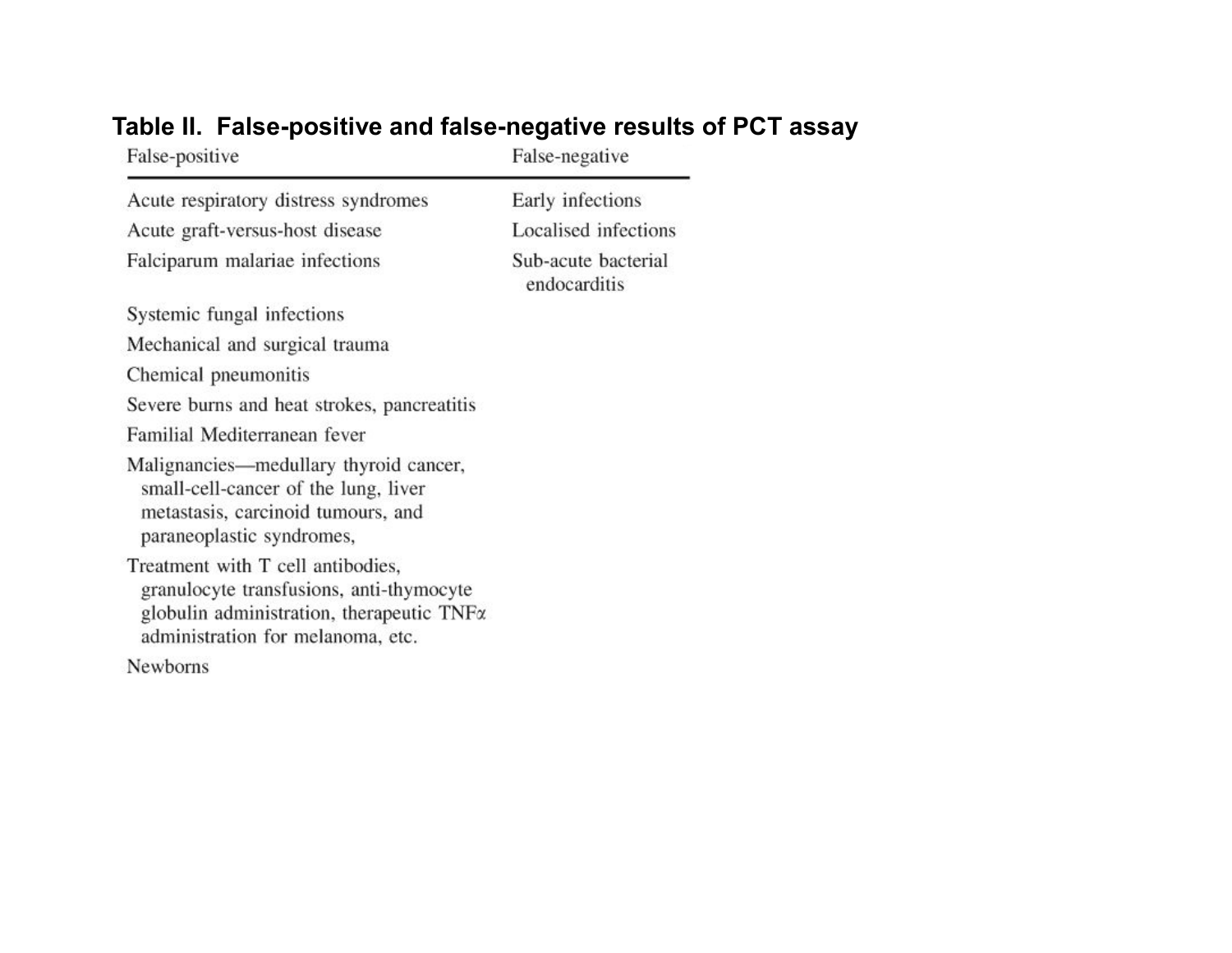**Table II. False-positive and false-negative results of PCT assay**

| False-positive | False-negative |
|---|---|
| Acute respiratory distress syndromes | Early infections |
| Acute graft-versus-host disease | Localised infections |
| Falciparum malariae infections | Sub-acute bacterial endocarditis |
| Systemic fungal infections | |
| Mechanical and surgical trauma | |
| Chemical pneumonitis | |
| Severe burns and heat strokes, pancreatitis | |
| Familial Mediterranean fever | |
| Malignancies—medullary thyroid cancer, small-cell-cancer of the lung, liver metastasis, carcinoid tumours, and paraneoplastic syndromes, | |
| Treatment with T cell antibodies, granulocyte transfusions, anti-thymocyte globulin administration, therapeutic TNFα administration for melanoma, etc. | |
| Newborns | |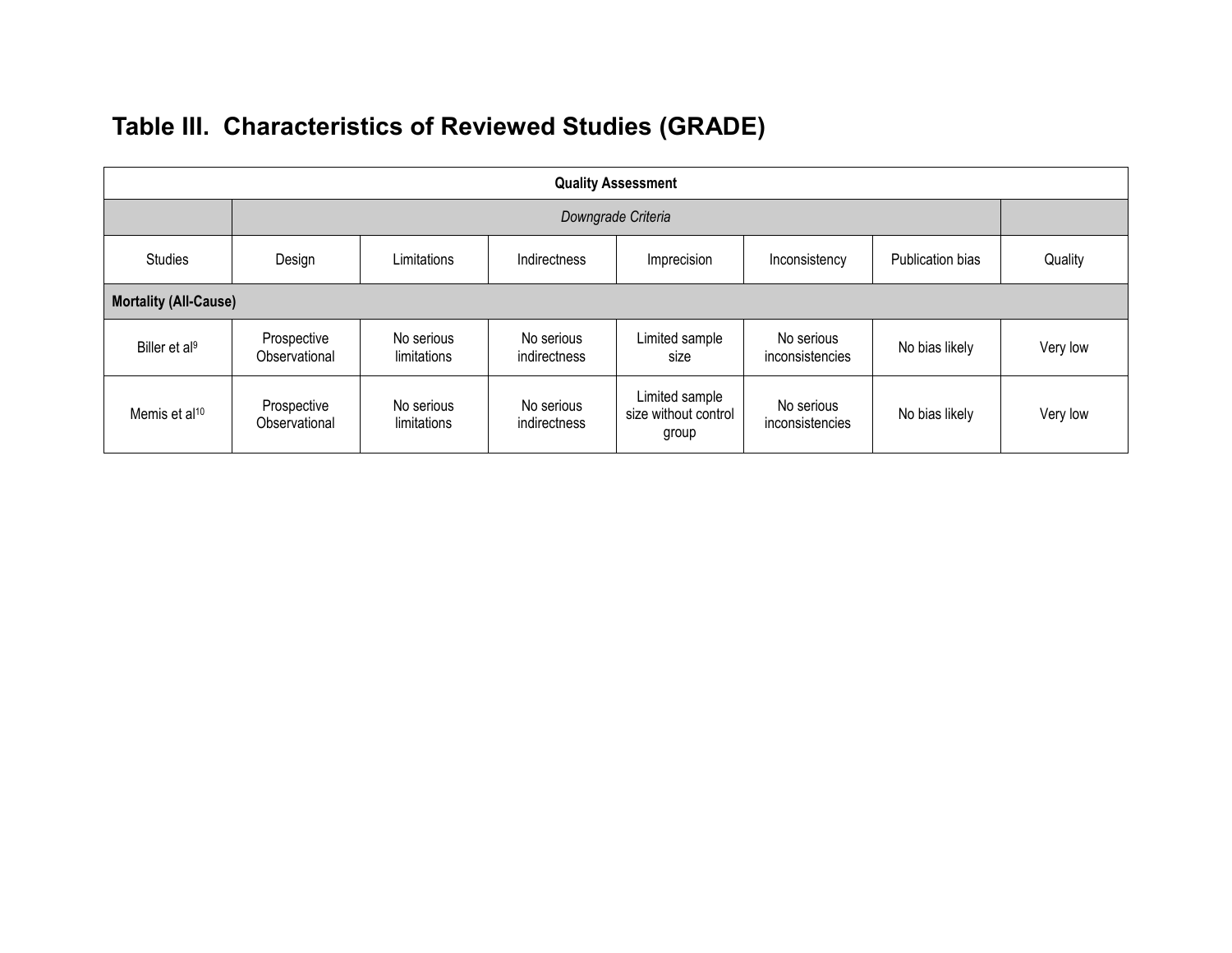## Table III.  Characteristics of Reviewed Studies (GRADE)

| Quality Assessment | | | | | | | |
|---|---|---|---|---|---|---|---|
| | *Downgrade Criteria* | | | | | | |
| Studies | Design | Limitations | Indirectness | Imprecision | Inconsistency | Publication bias | Quality |
| **Mortality (All-Cause)** | | | | | | | |
| Biller et al[9] | Prospective Observational | No serious limitations | No serious indirectness | Limited sample size | No serious inconsistencies | No bias likely | Very low |
| Memis et al[10] | Prospective Observational | No serious limitations | No serious indirectness | Limited sample size without control group | No serious inconsistencies | No bias likely | Very low |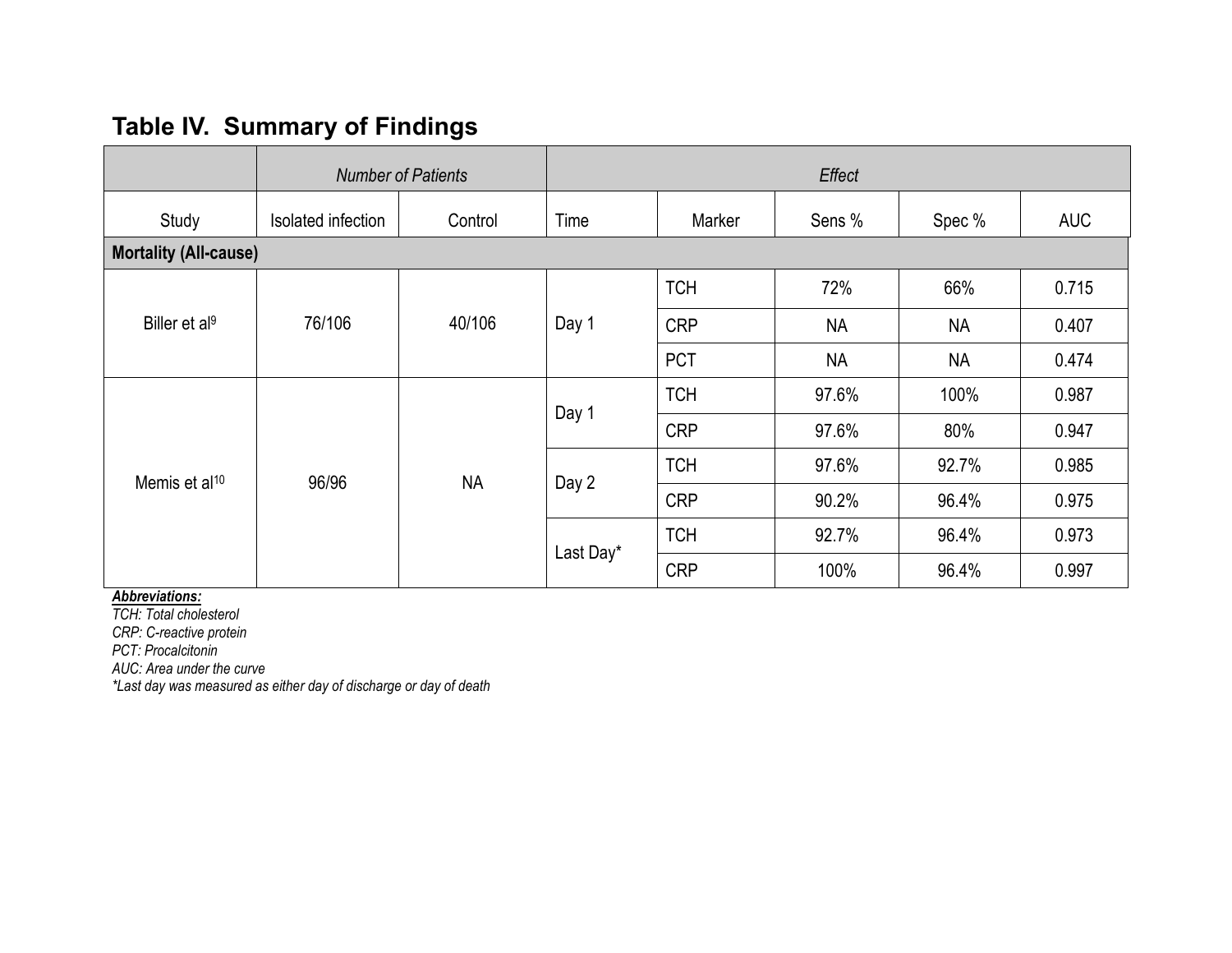## Table IV. Summary of Findings

| | *Number of Patients* | | *Effect* | | | | |
|---|---|---|---|---|---|---|---|
| Study | Isolated infection | Control | Time | Marker | Sens % | Spec % | AUC |
| **Mortality (All-cause)** | | | | | | | |
| Biller et al[9] | 76/106 | 40/106 | Day 1 | TCH | 72% | 66% | 0.715 |
| | | | | CRP | NA | NA | 0.407 |
| | | | | PCT | NA | NA | 0.474 |
| Memis et al[10] | 96/96 | NA | Day 1 | TCH | 97.6% | 100% | 0.987 |
| | | | | CRP | 97.6% | 80% | 0.947 |
| | | | Day 2 | TCH | 97.6% | 92.7% | 0.985 |
| | | | | CRP | 90.2% | 96.4% | 0.975 |
| | | | Last Day* | TCH | 92.7% | 96.4% | 0.973 |
| | | | | CRP | 100% | 96.4% | 0.997 |

***Abbreviations:***
*TCH: Total cholesterol*
*CRP: C-reactive protein*
*PCT: Procalcitonin*
*AUC: Area under the curve*
*\*Last day was measured as either day of discharge or day of death*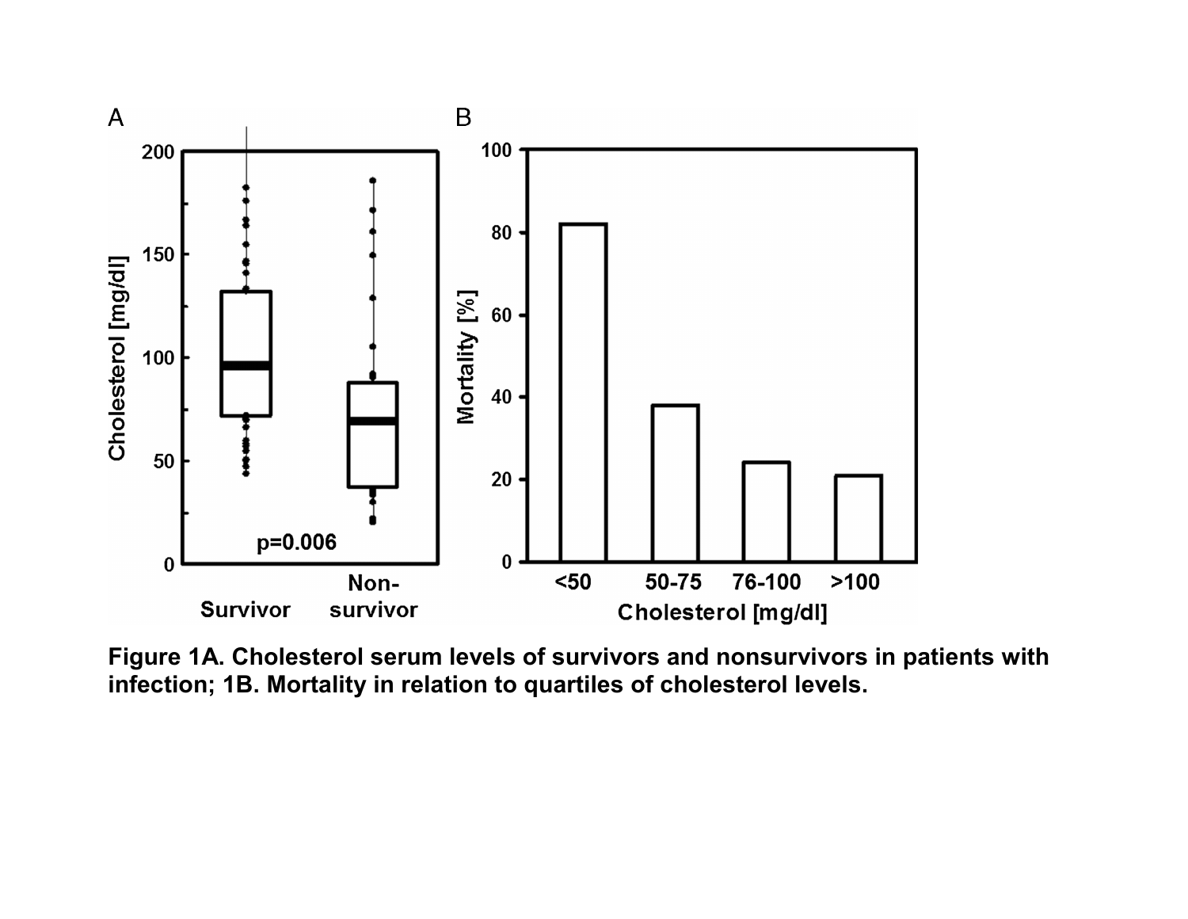A

200

150

100

50

0

Cholesterol [mg/dl]

p=0.006

Survivor

Non-survivor

B

100

80

60

40

20

0

Mortality [%]

<50

50-75

76-100

>100

Cholesterol [mg/dl]

**Figure 1A. Cholesterol serum levels of survivors and nonsurvivors in patients with infection; 1B. Mortality in relation to quartiles of cholesterol levels.**